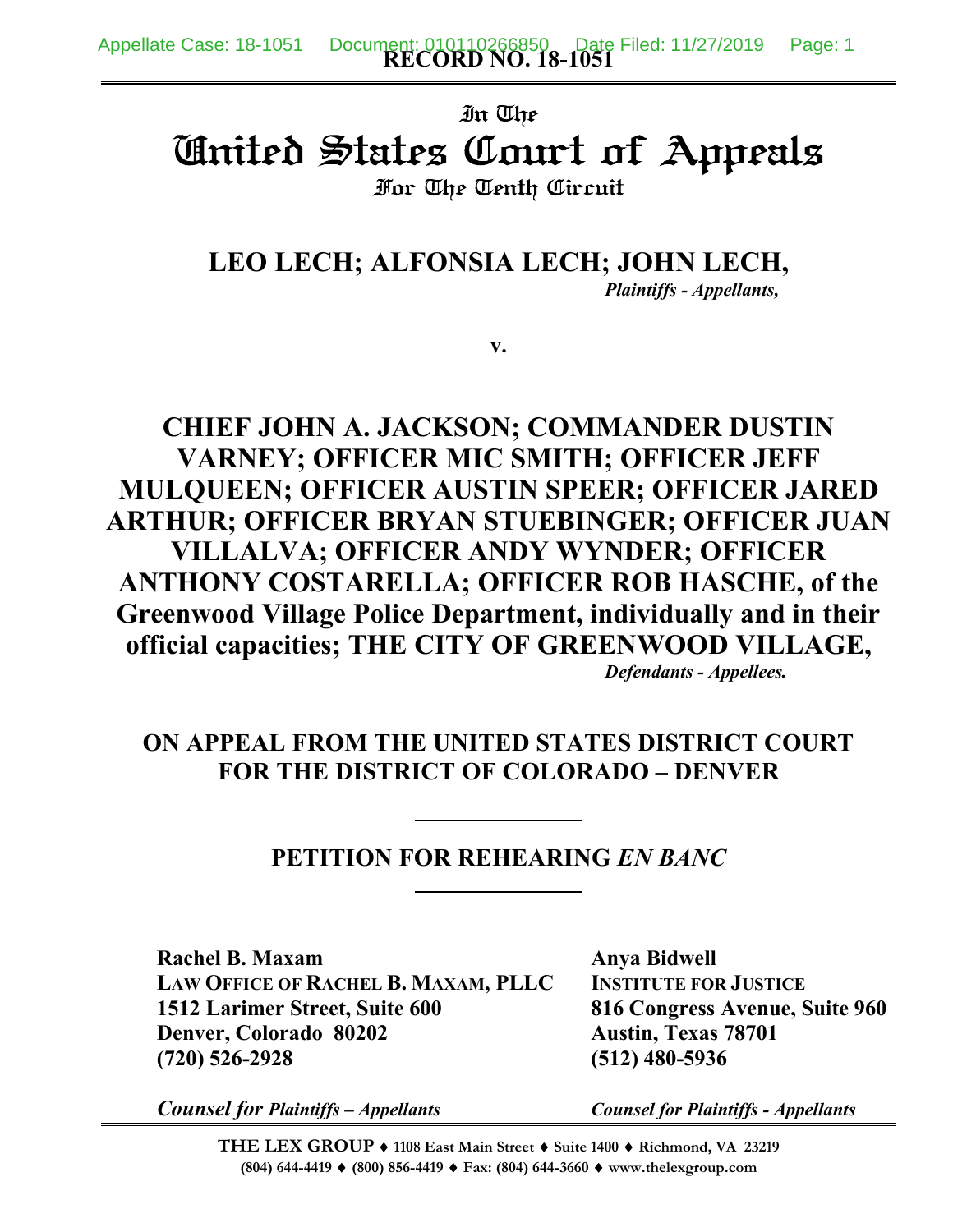**RECORD NO. 18-1051**

In The

# United States Court of Appeals

For The Tenth Circuit

**LEO LECH; ALFONSIA LECH; JOHN LECH,**

*Plaintiffs - Appellants,*

**v.**

**CHIEF JOHN A. JACKSON; COMMANDER DUSTIN VARNEY; OFFICER MIC SMITH; OFFICER JEFF MULQUEEN; OFFICER AUSTIN SPEER; OFFICER JARED ARTHUR; OFFICER BRYAN STUEBINGER; OFFICER JUAN VILLALVA; OFFICER ANDY WYNDER; OFFICER ANTHONY COSTARELLA; OFFICER ROB HASCHE, of the Greenwood Village Police Department, individually and in their official capacities; THE CITY OF GREENWOOD VILLAGE,**

*Defendants - Appellees.*

**ON APPEAL FROM THE UNITED STATES DISTRICT COURT FOR THE DISTRICT OF COLORADO – DENVER**

## PETITION FOR REHEARING *EN BANC*

**Rachel B. Maxam**
**LAW OFFICE OF RACHEL B. MAXAM, PLLC**
**1512 Larimer Street, Suite 600**
**Denver, Colorado 80202**
**(720) 526-2928**

***Counsel for Plaintiffs – Appellants***

**Anya Bidwell**
**INSTITUTE FOR JUSTICE**
**816 Congress Avenue, Suite 960**
**Austin, Texas 78701**
**(512) 480-5936**

***Counsel for Plaintiffs - Appellants***

**THE LEX GROUP** ♦ **1108 East Main Street** ♦ **Suite 1400** ♦ **Richmond, VA 23219**
**(804) 644-4419** ♦ **(800) 856-4419** ♦ **Fax: (804) 644-3660** ♦ **www.thelexgroup.com**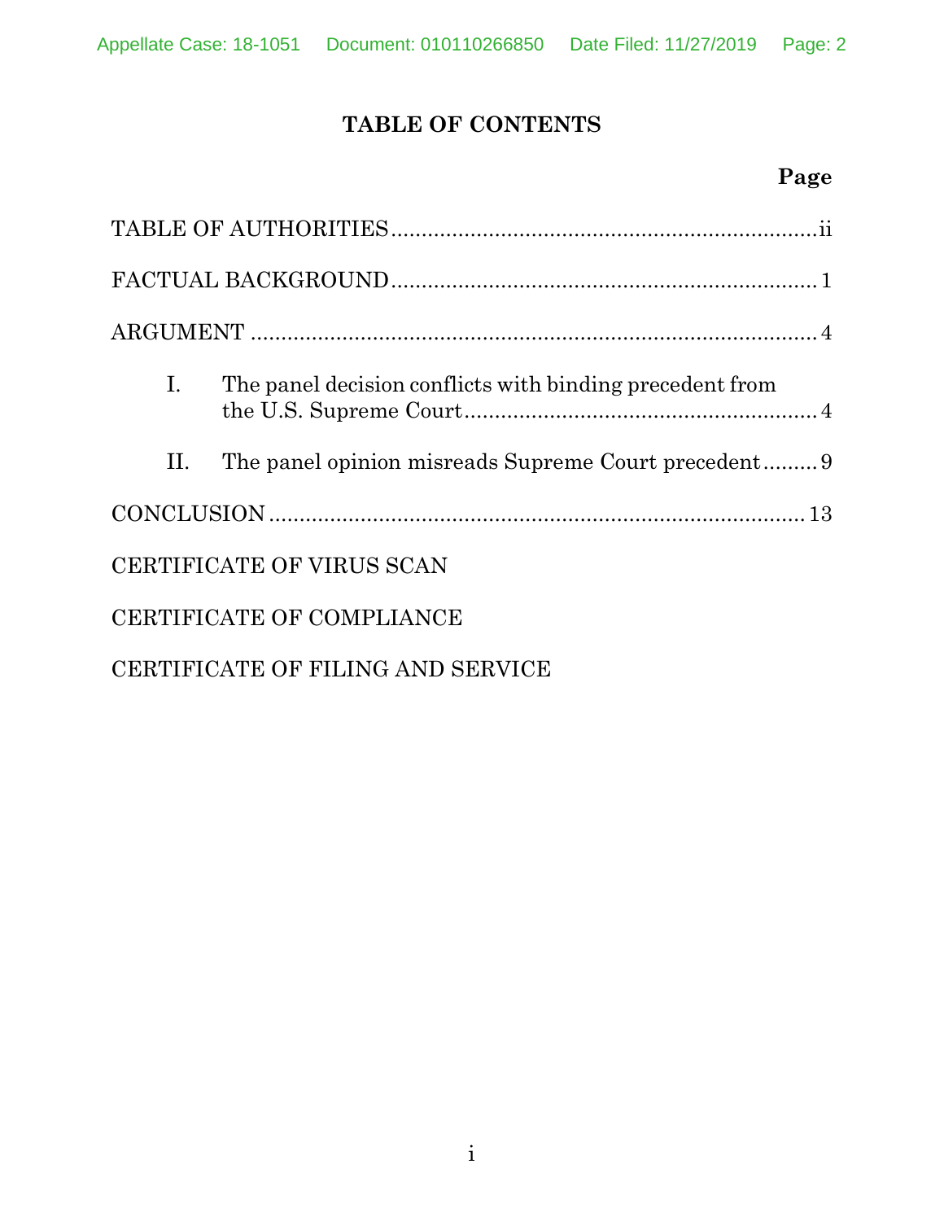# TABLE OF CONTENTS

| | Page |
|---|---|
| TABLE OF AUTHORITIES | ii |
| FACTUAL BACKGROUND | 1 |
| ARGUMENT | 4 |
| I. The panel decision conflicts with binding precedent from the U.S. Supreme Court | 4 |
| II. The panel opinion misreads Supreme Court precedent | 9 |
| CONCLUSION | 13 |
| CERTIFICATE OF VIRUS SCAN | |
| CERTIFICATE OF COMPLIANCE | |
| CERTIFICATE OF FILING AND SERVICE | |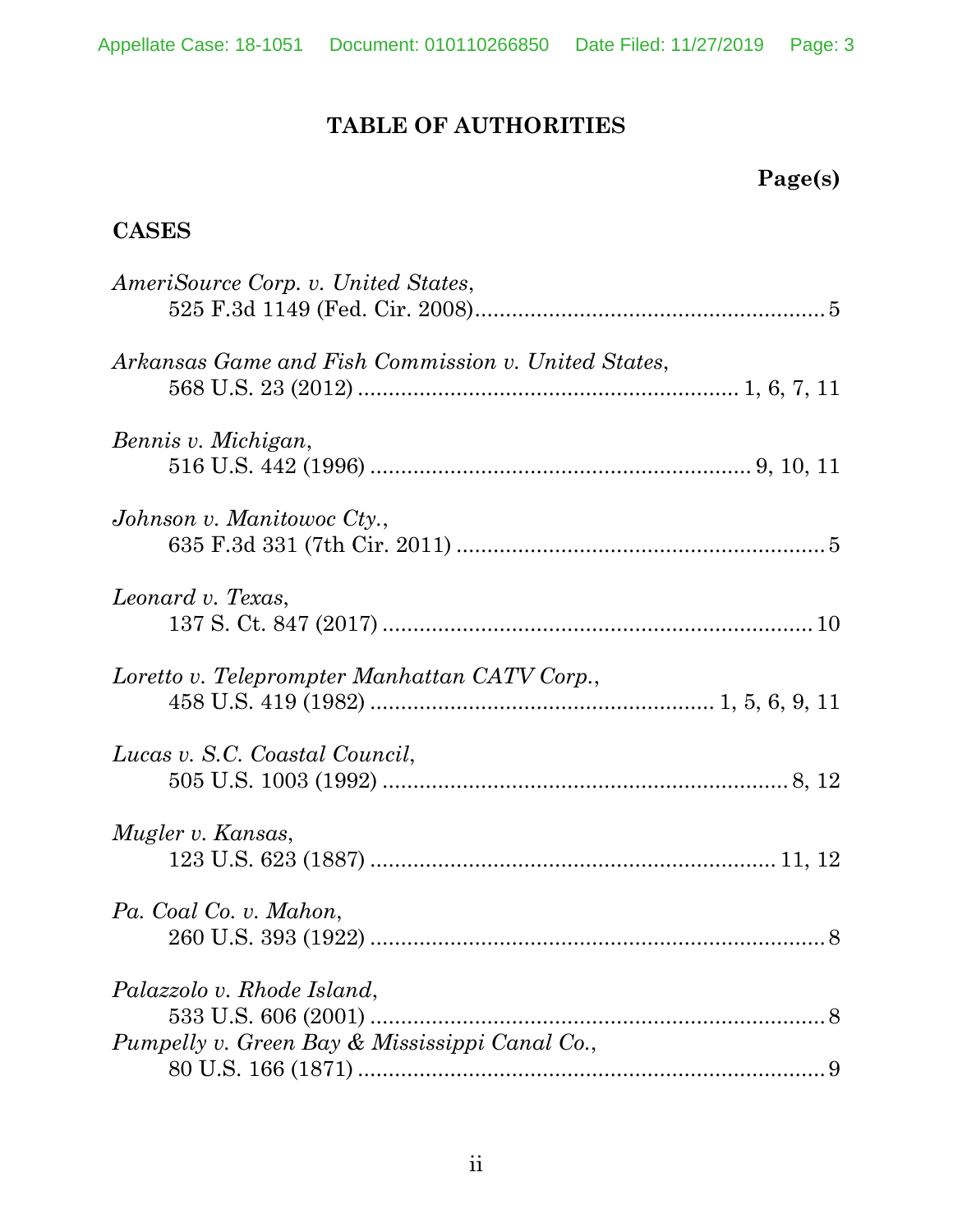# TABLE OF AUTHORITIES

**Page(s)**

## CASES

*AmeriSource Corp. v. United States*,
525 F.3d 1149 (Fed. Cir. 2008)........................................................5

*Arkansas Game and Fish Commission v. United States*,
568 U.S. 23 (2012) ............................................................ 1, 6, 7, 11

*Bennis v. Michigan*,
516 U.S. 442 (1996) ............................................................. 9, 10, 11

*Johnson v. Manitowoc Cty.*,
635 F.3d 331 (7th Cir. 2011) ............................................................5

*Leonard v. Texas*,
137 S. Ct. 847 (2017) ......................................................................10

*Loretto v. Teleprompter Manhattan CATV Corp.*,
458 U.S. 419 (1982) ....................................................... 1, 5, 6, 9, 11

*Lucas v. S.C. Coastal Council*,
505 U.S. 1003 (1992) .................................................................. 8, 12

*Mugler v. Kansas*,
123 U.S. 623 (1887) .................................................................. 11, 12

*Pa. Coal Co. v. Mahon*,
260 U.S. 393 (1922) ...........................................................................8

*Palazzolo v. Rhode Island*,
533 U.S. 606 (2001) ...........................................................................8

*Pumpelly v. Green Bay & Mississippi Canal Co.*,
80 U.S. 166 (1871) .............................................................................9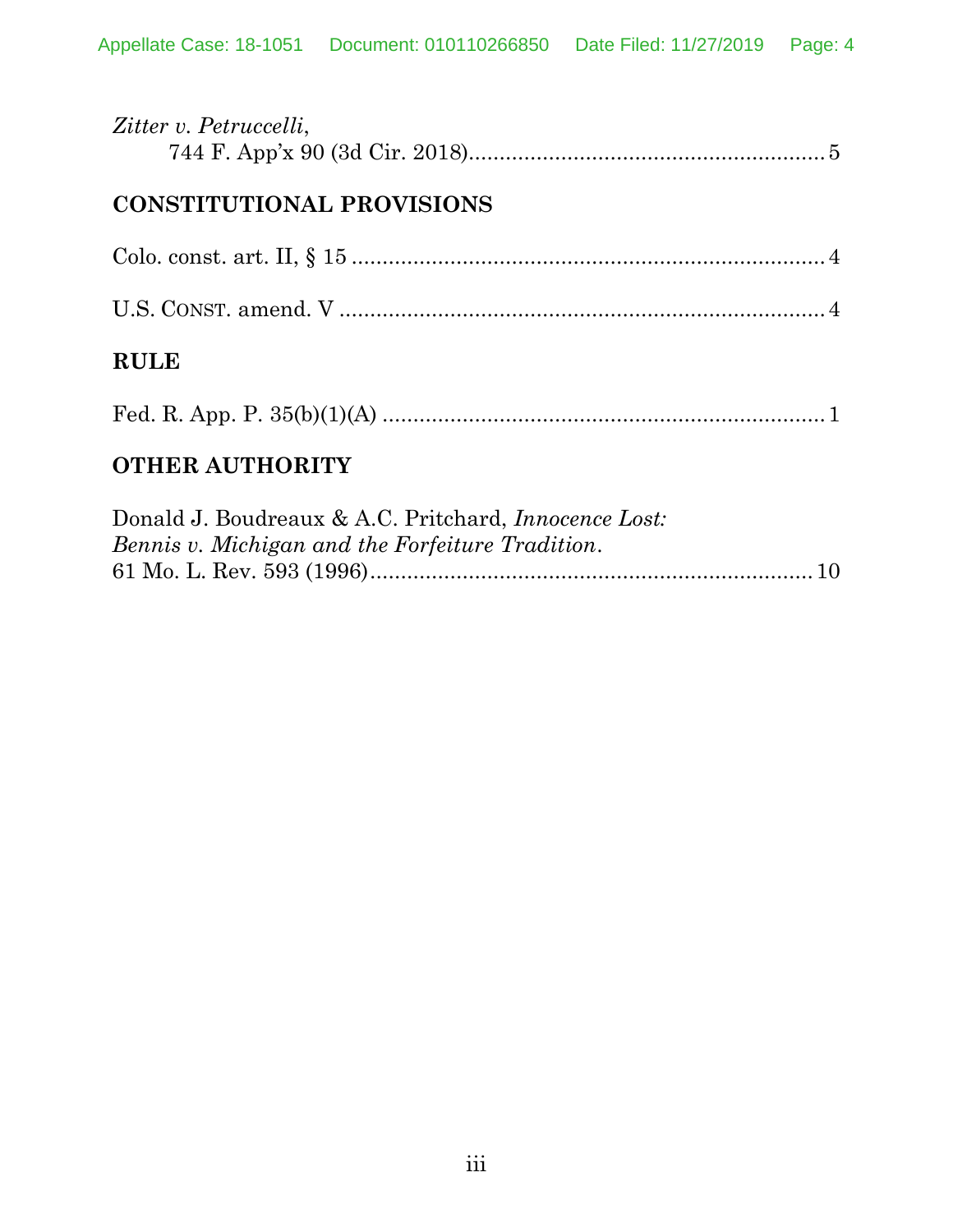*Zitter v. Petruccelli*,
744 F. App'x 90 (3d Cir. 2018)........................................................5

## CONSTITUTIONAL PROVISIONS

Colo. const. art. II, § 15 ..........................................................................4

U.S. CONST. amend. V ...........................................................................4

## RULE

Fed. R. App. P. 35(b)(1)(A) .....................................................................1

## OTHER AUTHORITY

Donald J. Boudreaux & A.C. Pritchard, *Innocence Lost: Bennis v. Michigan and the Forfeiture Tradition*.
61 Mo. L. Rev. 593 (1996).....................................................................10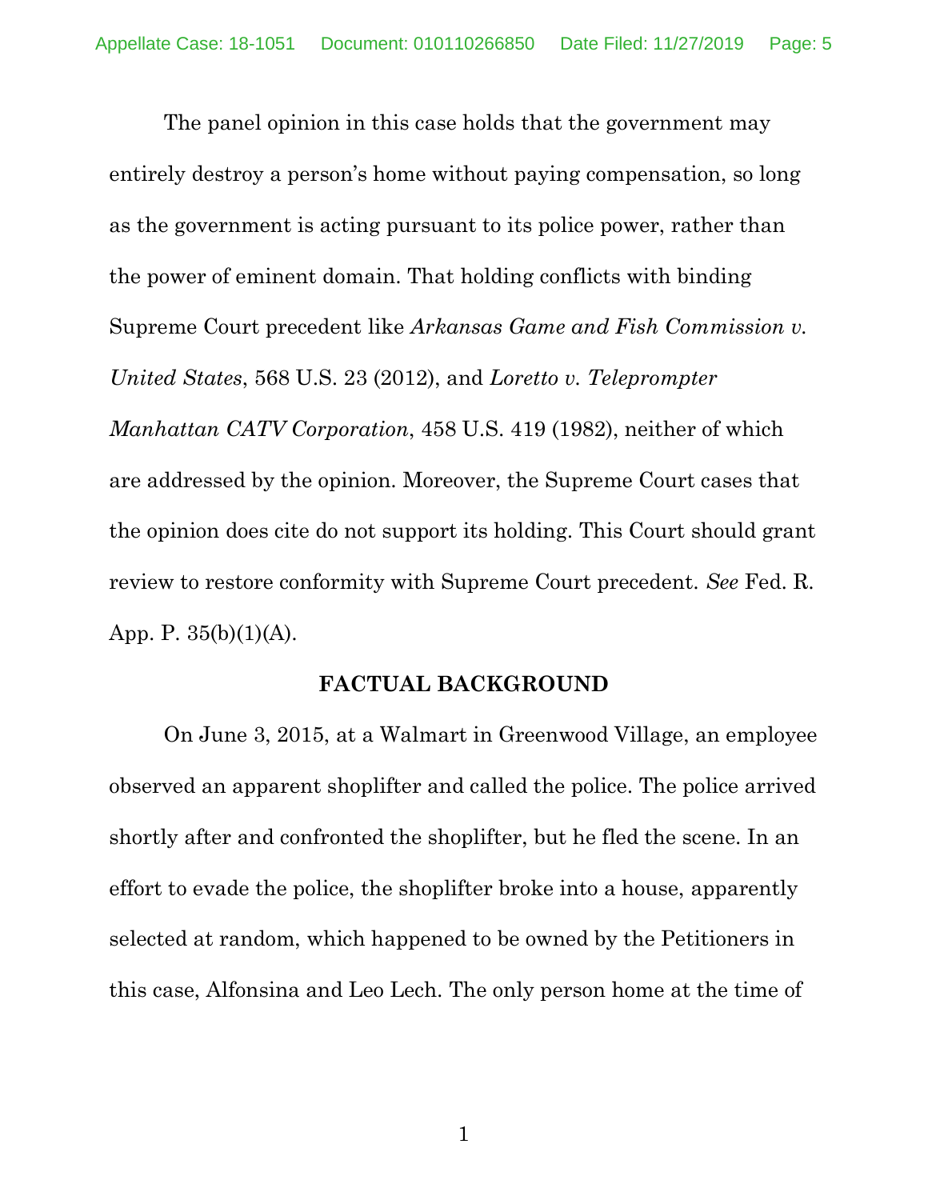The panel opinion in this case holds that the government may entirely destroy a person's home without paying compensation, so long as the government is acting pursuant to its police power, rather than the power of eminent domain. That holding conflicts with binding Supreme Court precedent like *Arkansas Game and Fish Commission v. United States*, 568 U.S. 23 (2012), and *Loretto v. Teleprompter Manhattan CATV Corporation*, 458 U.S. 419 (1982), neither of which are addressed by the opinion. Moreover, the Supreme Court cases that the opinion does cite do not support its holding. This Court should grant review to restore conformity with Supreme Court precedent. *See* Fed. R. App. P. 35(b)(1)(A).

## FACTUAL BACKGROUND

On June 3, 2015, at a Walmart in Greenwood Village, an employee observed an apparent shoplifter and called the police. The police arrived shortly after and confronted the shoplifter, but he fled the scene. In an effort to evade the police, the shoplifter broke into a house, apparently selected at random, which happened to be owned by the Petitioners in this case, Alfonsina and Leo Lech. The only person home at the time of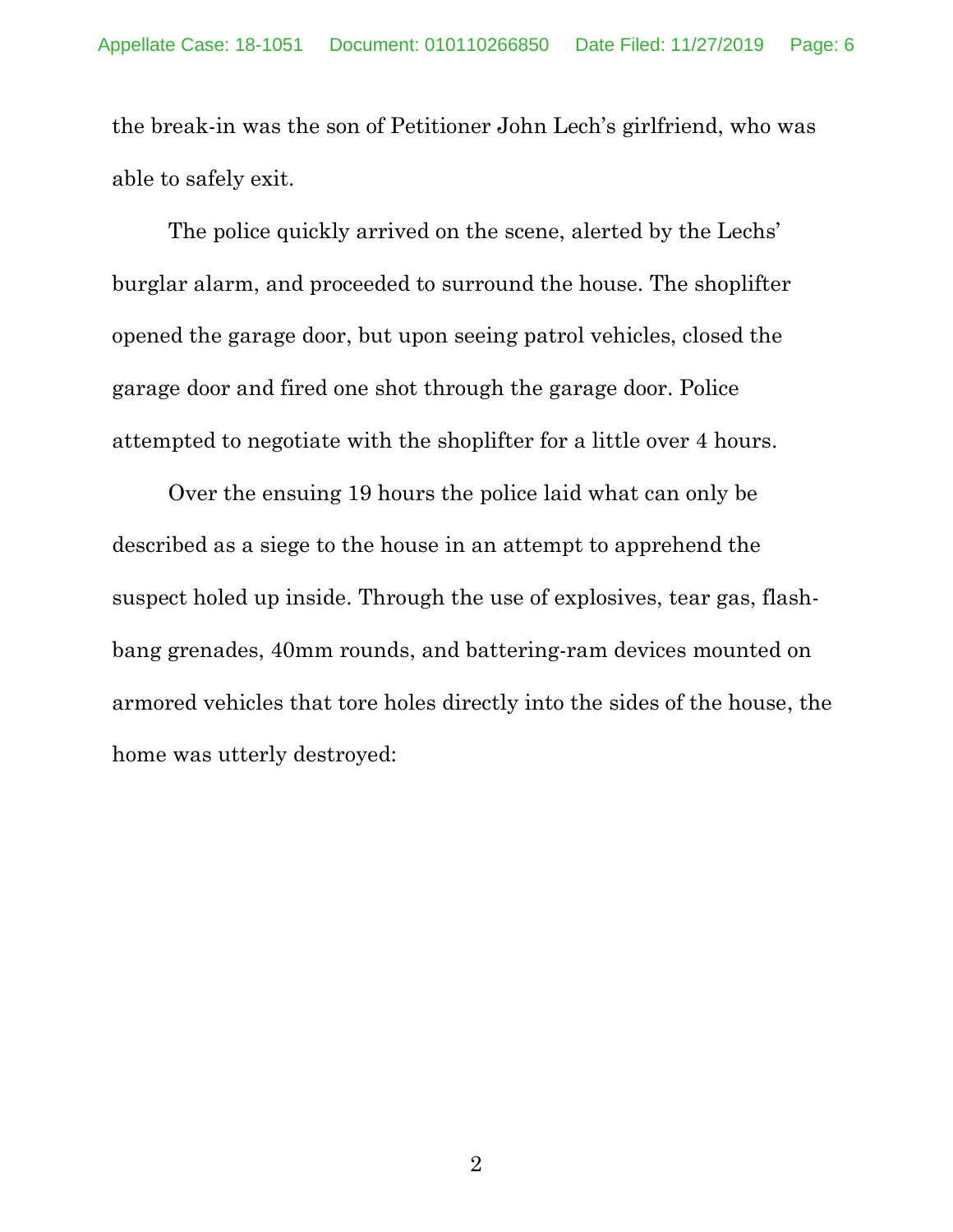the break-in was the son of Petitioner John Lech's girlfriend, who was able to safely exit.

The police quickly arrived on the scene, alerted by the Lechs' burglar alarm, and proceeded to surround the house. The shoplifter opened the garage door, but upon seeing patrol vehicles, closed the garage door and fired one shot through the garage door. Police attempted to negotiate with the shoplifter for a little over 4 hours.

Over the ensuing 19 hours the police laid what can only be described as a siege to the house in an attempt to apprehend the suspect holed up inside. Through the use of explosives, tear gas, flash-bang grenades, 40mm rounds, and battering-ram devices mounted on armored vehicles that tore holes directly into the sides of the house, the home was utterly destroyed: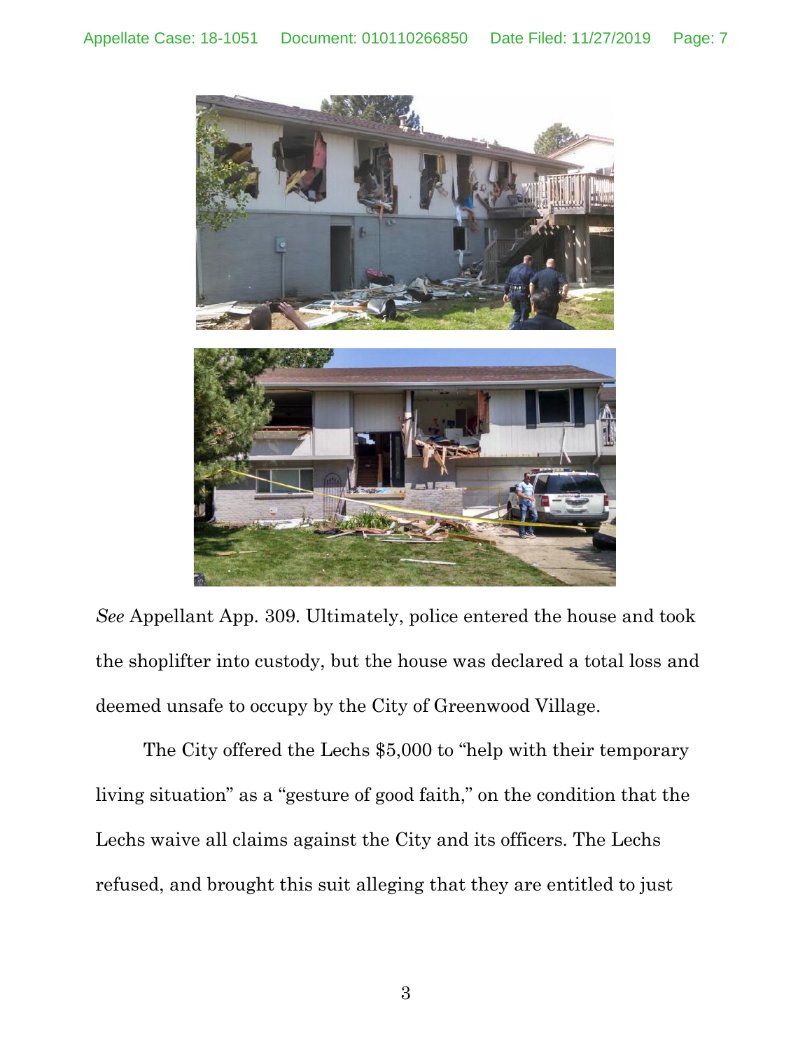*See* Appellant App. 309. Ultimately, police entered the house and took the shoplifter into custody, but the house was declared a total loss and deemed unsafe to occupy by the City of Greenwood Village.

The City offered the Lechs $5,000 to "help with their temporary living situation" as a "gesture of good faith," on the condition that the Lechs waive all claims against the City and its officers. The Lechs refused, and brought this suit alleging that they are entitled to just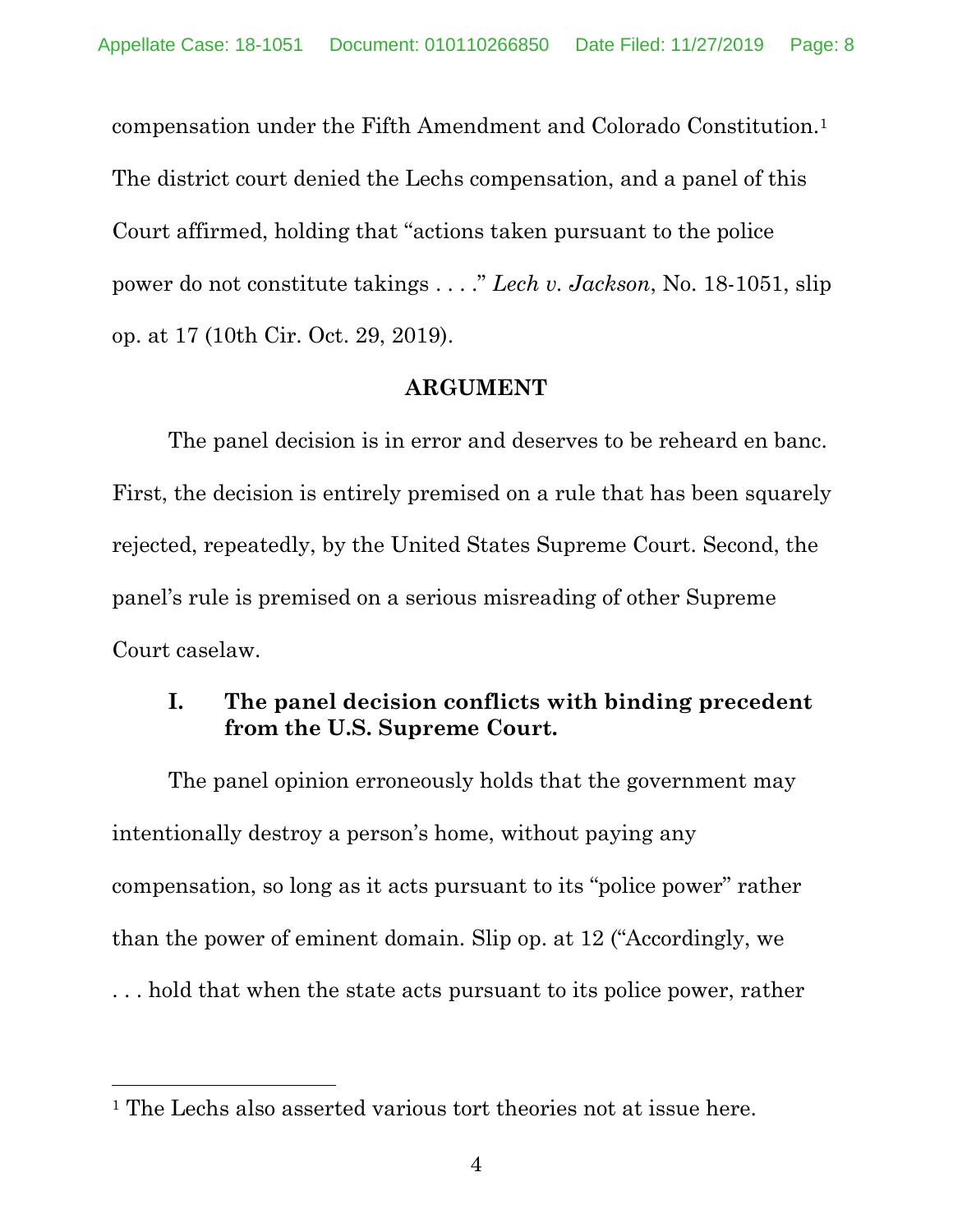compensation under the Fifth Amendment and Colorado Constitution.[1] The district court denied the Lechs compensation, and a panel of this Court affirmed, holding that "actions taken pursuant to the police power do not constitute takings . . . ." *Lech v. Jackson*, No. 18-1051, slip op. at 17 (10th Cir. Oct. 29, 2019).

## ARGUMENT

The panel decision is in error and deserves to be reheard en banc. First, the decision is entirely premised on a rule that has been squarely rejected, repeatedly, by the United States Supreme Court. Second, the panel's rule is premised on a serious misreading of other Supreme Court caselaw.

### I. The panel decision conflicts with binding precedent from the U.S. Supreme Court.

The panel opinion erroneously holds that the government may intentionally destroy a person's home, without paying any compensation, so long as it acts pursuant to its "police power" rather than the power of eminent domain. Slip op. at 12 ("Accordingly, we . . . hold that when the state acts pursuant to its police power, rather

---

[1] The Lechs also asserted various tort theories not at issue here.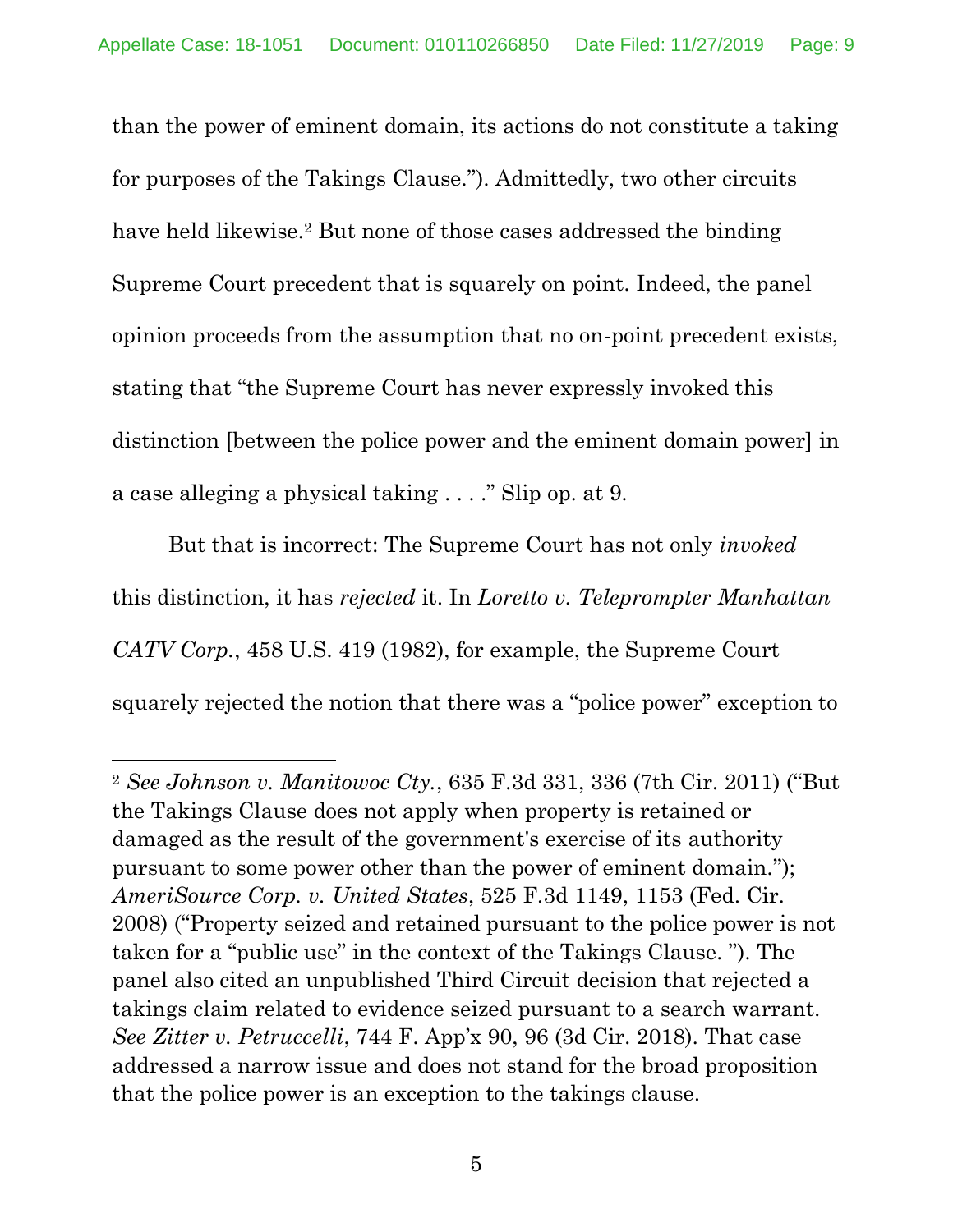than the power of eminent domain, its actions do not constitute a taking for purposes of the Takings Clause."). Admittedly, two other circuits have held likewise.[2] But none of those cases addressed the binding Supreme Court precedent that is squarely on point. Indeed, the panel opinion proceeds from the assumption that no on-point precedent exists, stating that "the Supreme Court has never expressly invoked this distinction [between the police power and the eminent domain power] in a case alleging a physical taking . . . ." Slip op. at 9.

But that is incorrect: The Supreme Court has not only *invoked* this distinction, it has *rejected* it. In *Loretto v. Teleprompter Manhattan CATV Corp.*, 458 U.S. 419 (1982), for example, the Supreme Court squarely rejected the notion that there was a "police power" exception to

---

[2] *See Johnson v. Manitowoc Cty.*, 635 F.3d 331, 336 (7th Cir. 2011) ("But the Takings Clause does not apply when property is retained or damaged as the result of the government's exercise of its authority pursuant to some power other than the power of eminent domain."); *AmeriSource Corp. v. United States*, 525 F.3d 1149, 1153 (Fed. Cir. 2008) ("Property seized and retained pursuant to the police power is not taken for a "public use" in the context of the Takings Clause. "). The panel also cited an unpublished Third Circuit decision that rejected a takings claim related to evidence seized pursuant to a search warrant. *See Zitter v. Petruccelli*, 744 F. App'x 90, 96 (3d Cir. 2018). That case addressed a narrow issue and does not stand for the broad proposition that the police power is an exception to the takings clause.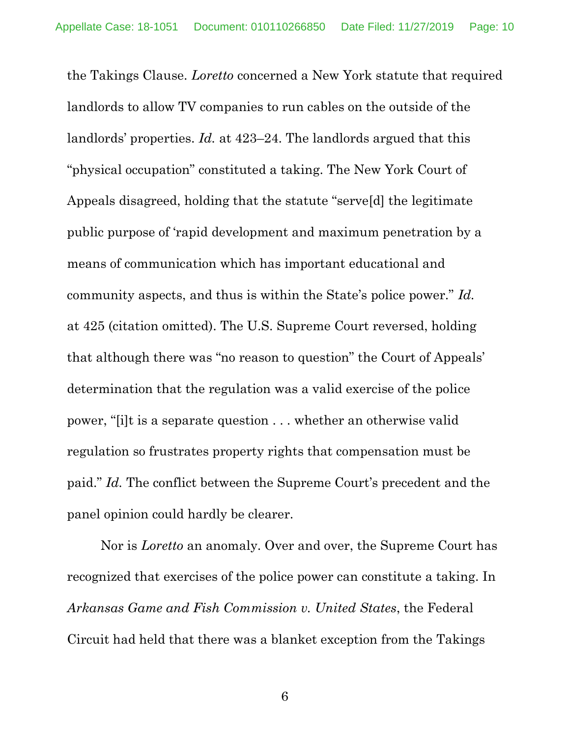the Takings Clause. *Loretto* concerned a New York statute that required landlords to allow TV companies to run cables on the outside of the landlords' properties. *Id.* at 423–24. The landlords argued that this "physical occupation" constituted a taking. The New York Court of Appeals disagreed, holding that the statute "serve[d] the legitimate public purpose of 'rapid development and maximum penetration by a means of communication which has important educational and community aspects, and thus is within the State's police power." *Id.* at 425 (citation omitted). The U.S. Supreme Court reversed, holding that although there was "no reason to question" the Court of Appeals' determination that the regulation was a valid exercise of the police power, "[i]t is a separate question . . . whether an otherwise valid regulation so frustrates property rights that compensation must be paid." *Id.* The conflict between the Supreme Court's precedent and the panel opinion could hardly be clearer.

Nor is *Loretto* an anomaly. Over and over, the Supreme Court has recognized that exercises of the police power can constitute a taking. In *Arkansas Game and Fish Commission v. United States*, the Federal Circuit had held that there was a blanket exception from the Takings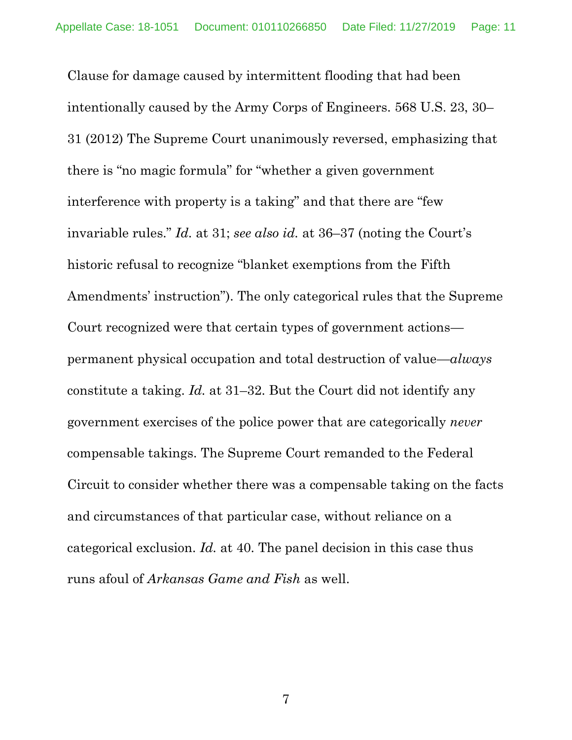Clause for damage caused by intermittent flooding that had been intentionally caused by the Army Corps of Engineers. 568 U.S. 23, 30–31 (2012) The Supreme Court unanimously reversed, emphasizing that there is "no magic formula" for "whether a given government interference with property is a taking" and that there are "few invariable rules." *Id.* at 31; *see also id.* at 36–37 (noting the Court's historic refusal to recognize "blanket exemptions from the Fifth Amendments' instruction"). The only categorical rules that the Supreme Court recognized were that certain types of government actions—permanent physical occupation and total destruction of value—*always* constitute a taking. *Id.* at 31–32. But the Court did not identify any government exercises of the police power that are categorically *never* compensable takings. The Supreme Court remanded to the Federal Circuit to consider whether there was a compensable taking on the facts and circumstances of that particular case, without reliance on a categorical exclusion. *Id.* at 40. The panel decision in this case thus runs afoul of *Arkansas Game and Fish* as well.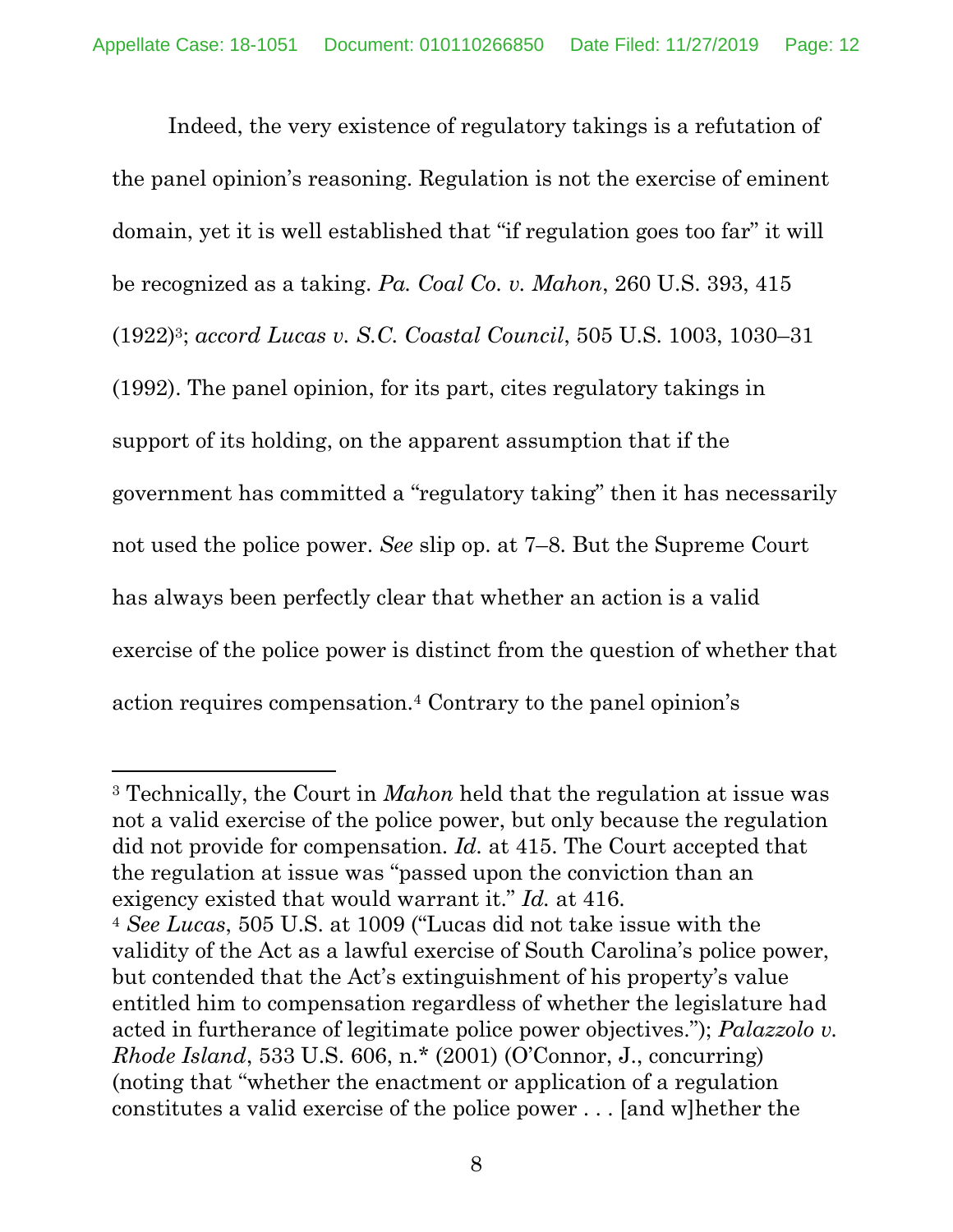Indeed, the very existence of regulatory takings is a refutation of the panel opinion's reasoning. Regulation is not the exercise of eminent domain, yet it is well established that "if regulation goes too far" it will be recognized as a taking. *Pa. Coal Co. v. Mahon*, 260 U.S. 393, 415 (1922)[3]; *accord Lucas v. S.C. Coastal Council*, 505 U.S. 1003, 1030–31 (1992). The panel opinion, for its part, cites regulatory takings in support of its holding, on the apparent assumption that if the government has committed a "regulatory taking" then it has necessarily not used the police power. *See* slip op. at 7–8. But the Supreme Court has always been perfectly clear that whether an action is a valid exercise of the police power is distinct from the question of whether that action requires compensation.[4] Contrary to the panel opinion's

---

[3] Technically, the Court in *Mahon* held that the regulation at issue was not a valid exercise of the police power, but only because the regulation did not provide for compensation. *Id.* at 415. The Court accepted that the regulation at issue was "passed upon the conviction than an exigency existed that would warrant it." *Id.* at 416.

[4] *See Lucas*, 505 U.S. at 1009 ("Lucas did not take issue with the validity of the Act as a lawful exercise of South Carolina's police power, but contended that the Act's extinguishment of his property's value entitled him to compensation regardless of whether the legislature had acted in furtherance of legitimate police power objectives."); *Palazzolo v. Rhode Island*, 533 U.S. 606, n.* (2001) (O'Connor, J., concurring) (noting that "whether the enactment or application of a regulation constitutes a valid exercise of the police power . . . [and w]hether the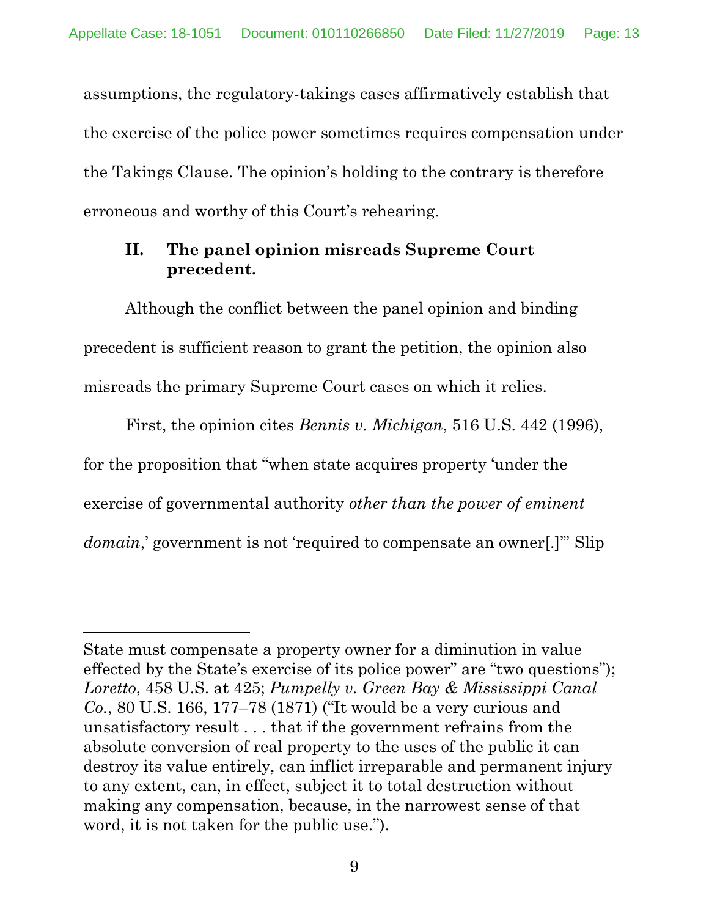assumptions, the regulatory-takings cases affirmatively establish that the exercise of the police power sometimes requires compensation under the Takings Clause. The opinion's holding to the contrary is therefore erroneous and worthy of this Court's rehearing.

## II. The panel opinion misreads Supreme Court precedent.

Although the conflict between the panel opinion and binding precedent is sufficient reason to grant the petition, the opinion also misreads the primary Supreme Court cases on which it relies.

First, the opinion cites *Bennis v. Michigan*, 516 U.S. 442 (1996), for the proposition that "when state acquires property 'under the exercise of governmental authority *other than the power of eminent domain*,' government is not 'required to compensate an owner[.]'" Slip

---

State must compensate a property owner for a diminution in value effected by the State's exercise of its police power" are "two questions"); *Loretto*, 458 U.S. at 425; *Pumpelly v. Green Bay & Mississippi Canal Co.*, 80 U.S. 166, 177–78 (1871) ("It would be a very curious and unsatisfactory result . . . that if the government refrains from the absolute conversion of real property to the uses of the public it can destroy its value entirely, can inflict irreparable and permanent injury to any extent, can, in effect, subject it to total destruction without making any compensation, because, in the narrowest sense of that word, it is not taken for the public use.").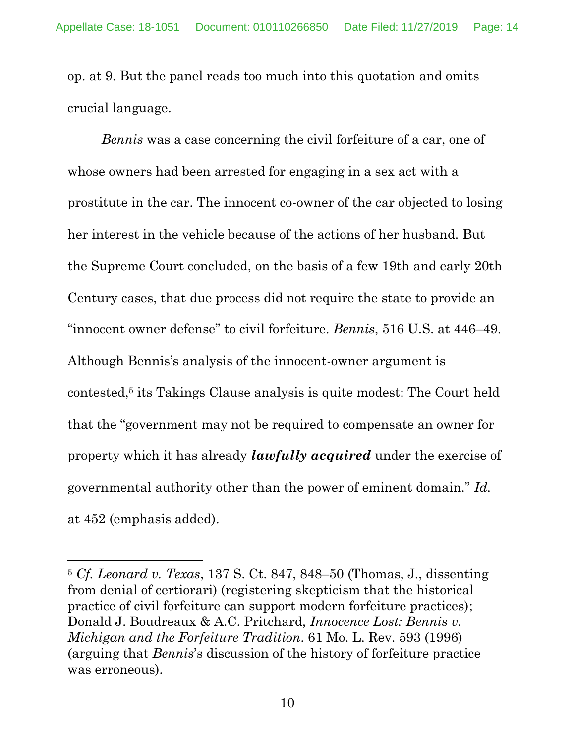op. at 9. But the panel reads too much into this quotation and omits crucial language.

*Bennis* was a case concerning the civil forfeiture of a car, one of whose owners had been arrested for engaging in a sex act with a prostitute in the car. The innocent co-owner of the car objected to losing her interest in the vehicle because of the actions of her husband. But the Supreme Court concluded, on the basis of a few 19th and early 20th Century cases, that due process did not require the state to provide an "innocent owner defense" to civil forfeiture. *Bennis*, 516 U.S. at 446–49. Although Bennis's analysis of the innocent-owner argument is contested,[5] its Takings Clause analysis is quite modest: The Court held that the "government may not be required to compensate an owner for property which it has already ***lawfully acquired*** under the exercise of governmental authority other than the power of eminent domain." *Id.* at 452 (emphasis added).

---

[5] *Cf. Leonard v. Texas*, 137 S. Ct. 847, 848–50 (Thomas, J., dissenting from denial of certiorari) (registering skepticism that the historical practice of civil forfeiture can support modern forfeiture practices); Donald J. Boudreaux & A.C. Pritchard, *Innocence Lost: Bennis v. Michigan and the Forfeiture Tradition*. 61 Mo. L. Rev. 593 (1996) (arguing that *Bennis*'s discussion of the history of forfeiture practice was erroneous).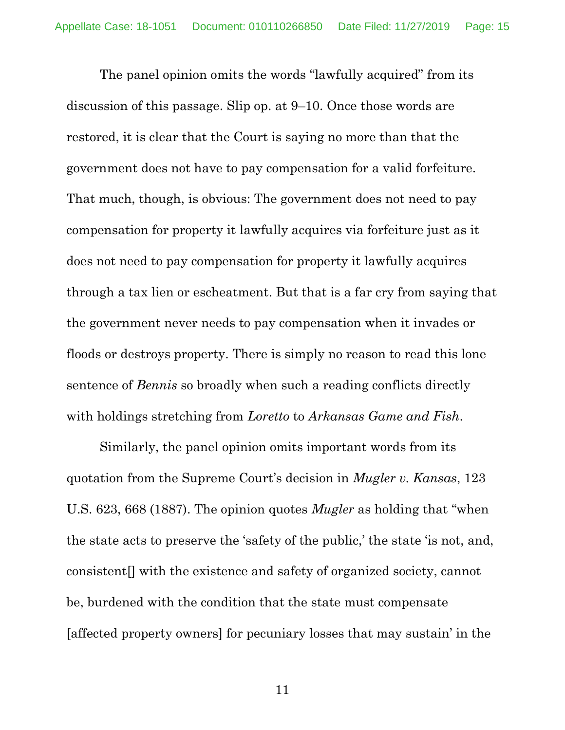The panel opinion omits the words "lawfully acquired" from its discussion of this passage. Slip op. at 9–10. Once those words are restored, it is clear that the Court is saying no more than that the government does not have to pay compensation for a valid forfeiture. That much, though, is obvious: The government does not need to pay compensation for property it lawfully acquires via forfeiture just as it does not need to pay compensation for property it lawfully acquires through a tax lien or escheatment. But that is a far cry from saying that the government never needs to pay compensation when it invades or floods or destroys property. There is simply no reason to read this lone sentence of *Bennis* so broadly when such a reading conflicts directly with holdings stretching from *Loretto* to *Arkansas Game and Fish*.

Similarly, the panel opinion omits important words from its quotation from the Supreme Court's decision in *Mugler v. Kansas*, 123 U.S. 623, 668 (1887). The opinion quotes *Mugler* as holding that "when the state acts to preserve the 'safety of the public,' the state 'is not, and, consistent[] with the existence and safety of organized society, cannot be, burdened with the condition that the state must compensate [affected property owners] for pecuniary losses that may sustain' in the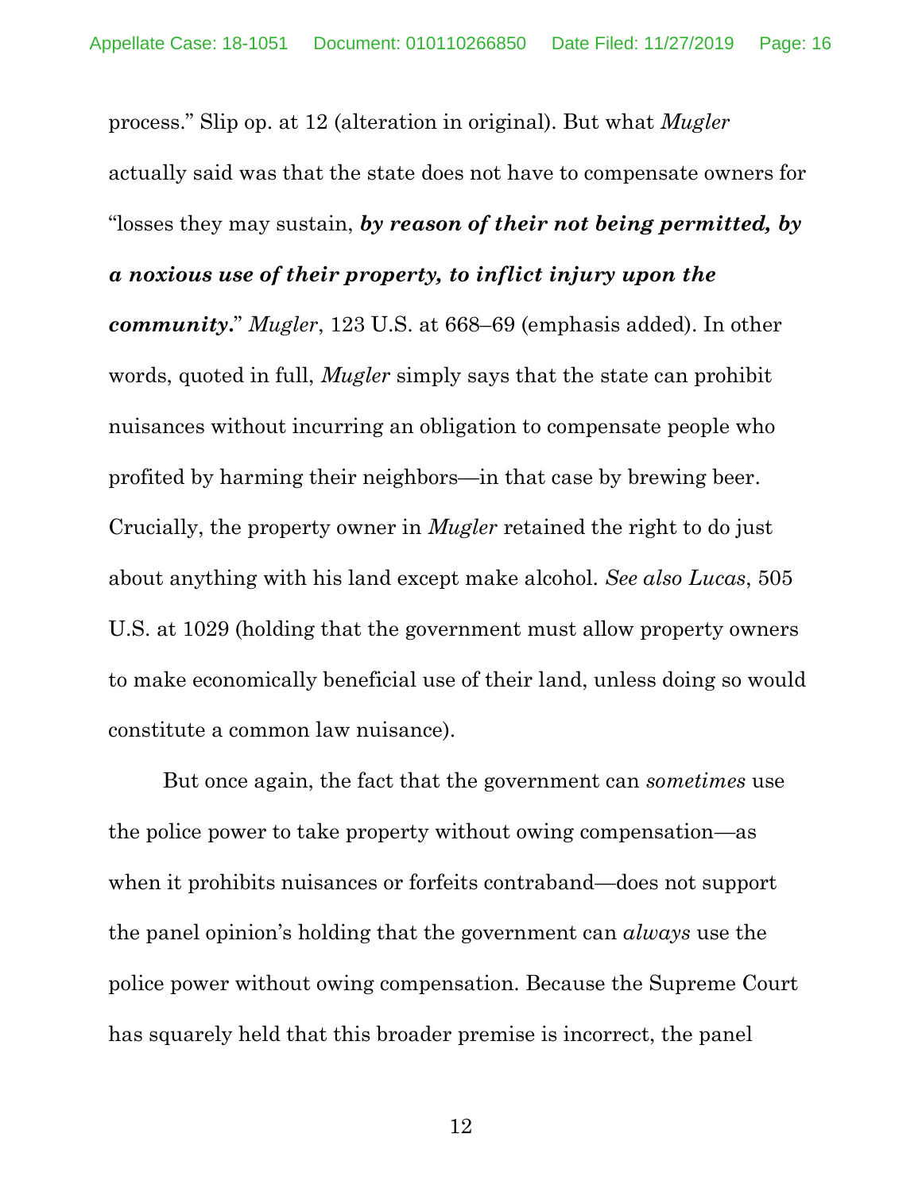process." Slip op. at 12 (alteration in original). But what *Mugler* actually said was that the state does not have to compensate owners for "losses they may sustain, ***by reason of their not being permitted, by a noxious use of their property, to inflict injury upon the community***." *Mugler*, 123 U.S. at 668–69 (emphasis added). In other words, quoted in full, *Mugler* simply says that the state can prohibit nuisances without incurring an obligation to compensate people who profited by harming their neighbors—in that case by brewing beer. Crucially, the property owner in *Mugler* retained the right to do just about anything with his land except make alcohol. *See also Lucas*, 505 U.S. at 1029 (holding that the government must allow property owners to make economically beneficial use of their land, unless doing so would constitute a common law nuisance).

But once again, the fact that the government can *sometimes* use the police power to take property without owing compensation—as when it prohibits nuisances or forfeits contraband—does not support the panel opinion's holding that the government can *always* use the police power without owing compensation. Because the Supreme Court has squarely held that this broader premise is incorrect, the panel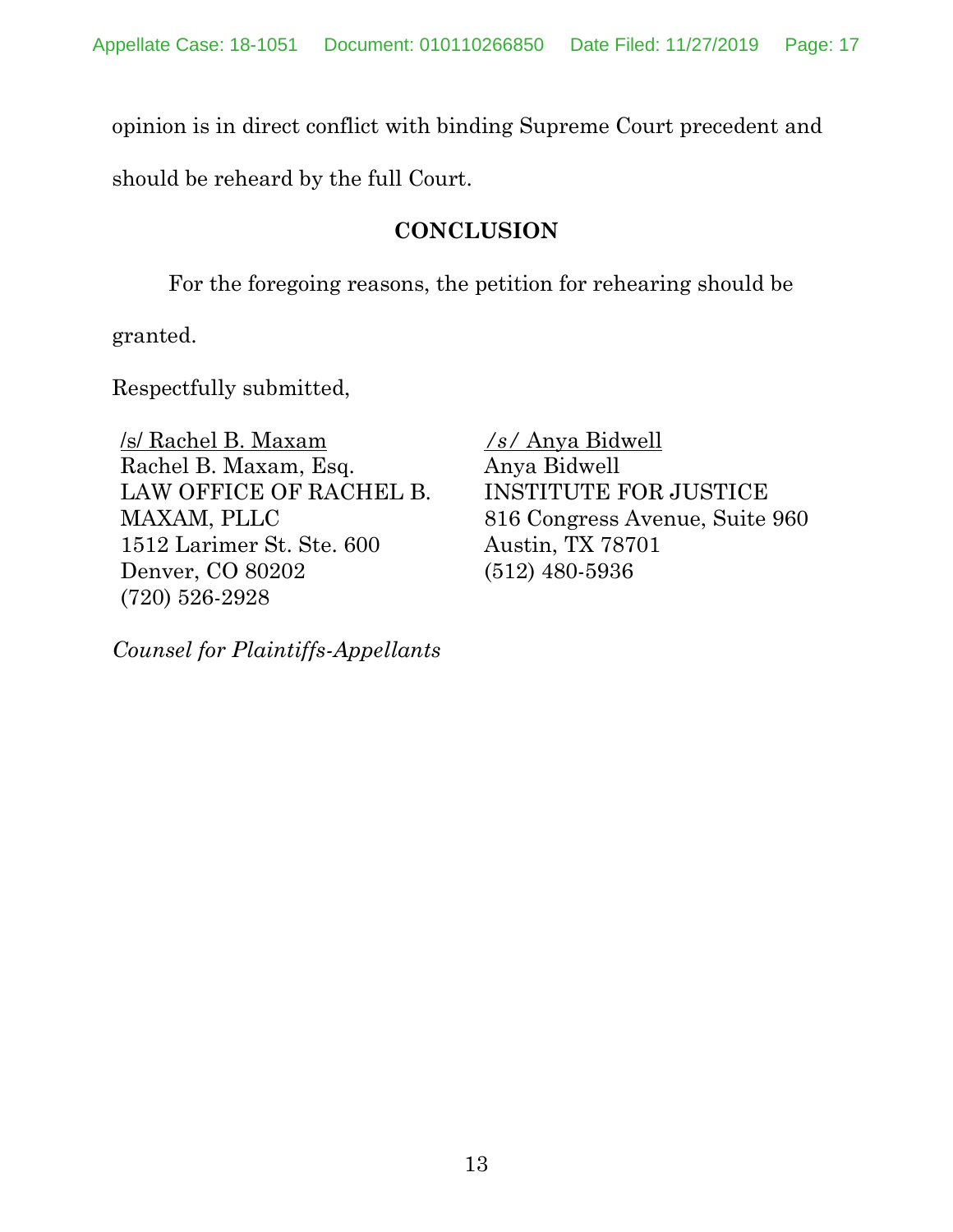opinion is in direct conflict with binding Supreme Court precedent and should be reheard by the full Court.

## CONCLUSION

For the foregoing reasons, the petition for rehearing should be granted.

Respectfully submitted,

/s/ Rachel B. Maxam
Rachel B. Maxam, Esq.
LAW OFFICE OF RACHEL B. MAXAM, PLLC
1512 Larimer St. Ste. 600
Denver, CO 80202
(720) 526-2928

/s/ Anya Bidwell
Anya Bidwell
INSTITUTE FOR JUSTICE
816 Congress Avenue, Suite 960
Austin, TX 78701
(512) 480-5936

*Counsel for Plaintiffs-Appellants*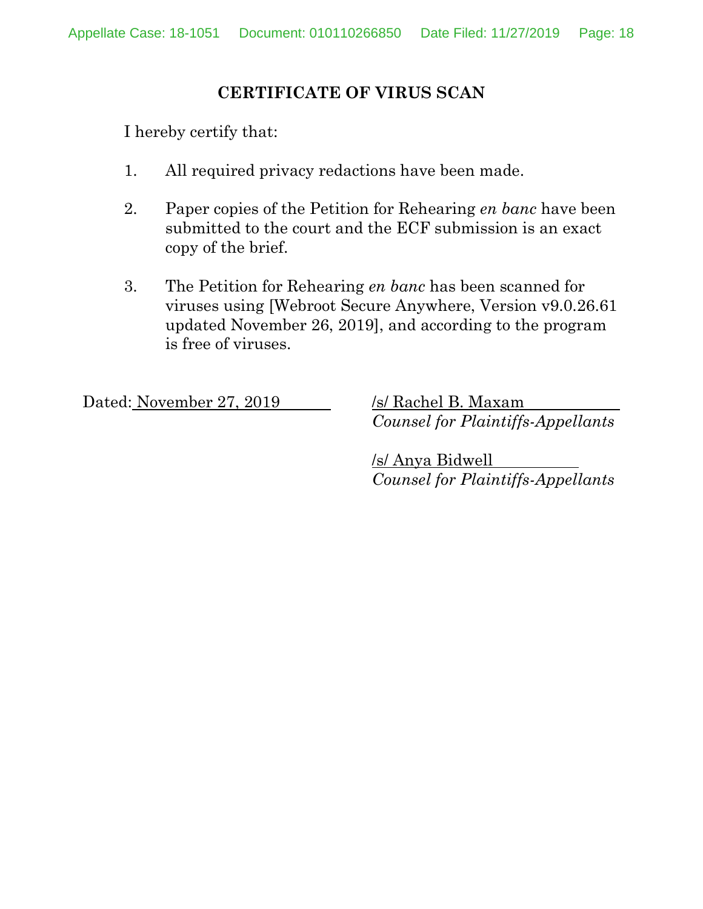## CERTIFICATE OF VIRUS SCAN

I hereby certify that:

1. All required privacy redactions have been made.

2. Paper copies of the Petition for Rehearing *en banc* have been submitted to the court and the ECF submission is an exact copy of the brief.

3. The Petition for Rehearing *en banc* has been scanned for viruses using [Webroot Secure Anywhere, Version v9.0.26.61 updated November 26, 2019], and according to the program is free of viruses.

Dated: November 27, 2019

/s/ Rachel B. Maxam
*Counsel for Plaintiffs-Appellants*

/s/ Anya Bidwell
*Counsel for Plaintiffs-Appellants*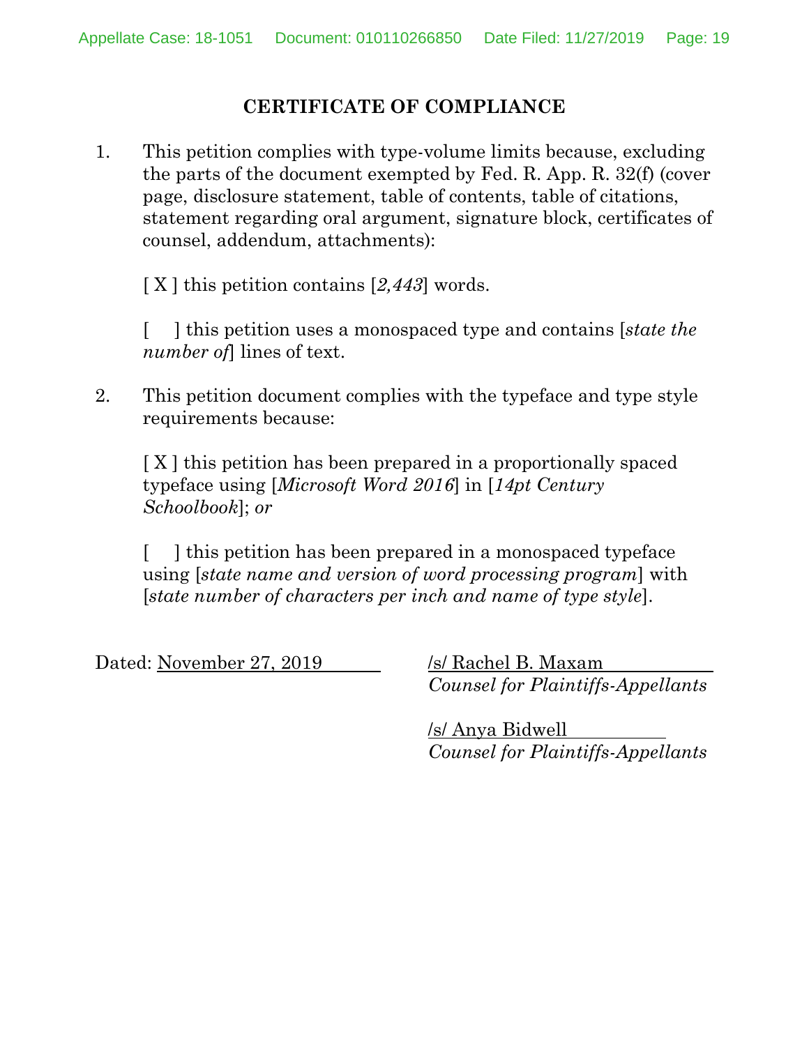## CERTIFICATE OF COMPLIANCE

1. This petition complies with type-volume limits because, excluding the parts of the document exempted by Fed. R. App. R. 32(f) (cover page, disclosure statement, table of contents, table of citations, statement regarding oral argument, signature block, certificates of counsel, addendum, attachments):

   [ X ] this petition contains [*2,443*] words.

   [ ] this petition uses a monospaced type and contains [*state the number of*] lines of text.

2. This petition document complies with the typeface and type style requirements because:

   [ X ] this petition has been prepared in a proportionally spaced typeface using [*Microsoft Word 2016*] in [*14pt Century Schoolbook*]; *or*

   [ ] this petition has been prepared in a monospaced typeface using [*state name and version of word processing program*] with [*state number of characters per inch and name of type style*].

Dated: November 27, 2019

/s/ Rachel B. Maxam
*Counsel for Plaintiffs-Appellants*

/s/ Anya Bidwell
*Counsel for Plaintiffs-Appellants*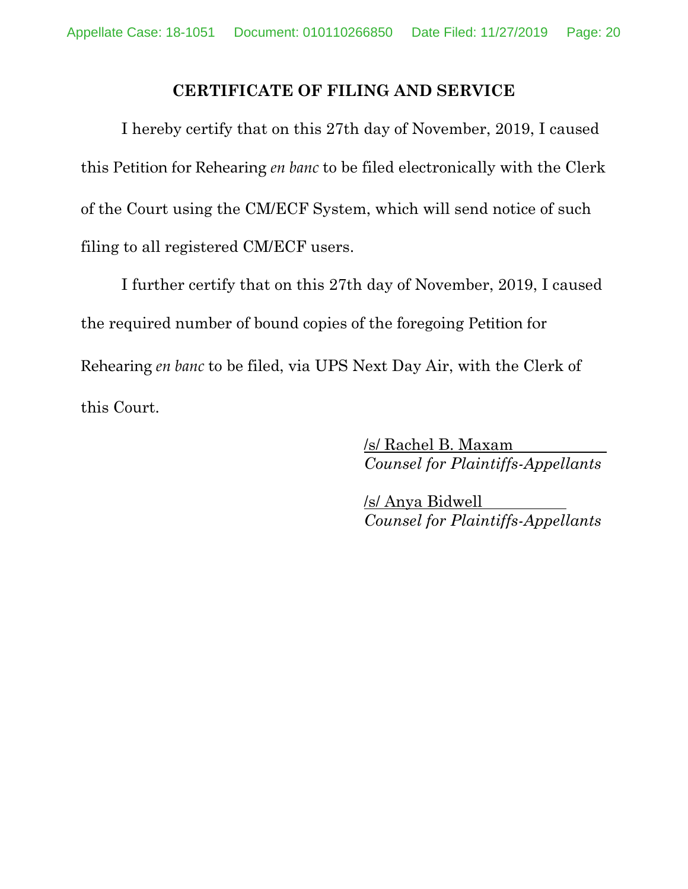## CERTIFICATE OF FILING AND SERVICE

I hereby certify that on this 27th day of November, 2019, I caused this Petition for Rehearing *en banc* to be filed electronically with the Clerk of the Court using the CM/ECF System, which will send notice of such filing to all registered CM/ECF users.

I further certify that on this 27th day of November, 2019, I caused the required number of bound copies of the foregoing Petition for Rehearing *en banc* to be filed, via UPS Next Day Air, with the Clerk of this Court.

/s/ Rachel B. Maxam
*Counsel for Plaintiffs-Appellants*

/s/ Anya Bidwell
*Counsel for Plaintiffs-Appellants*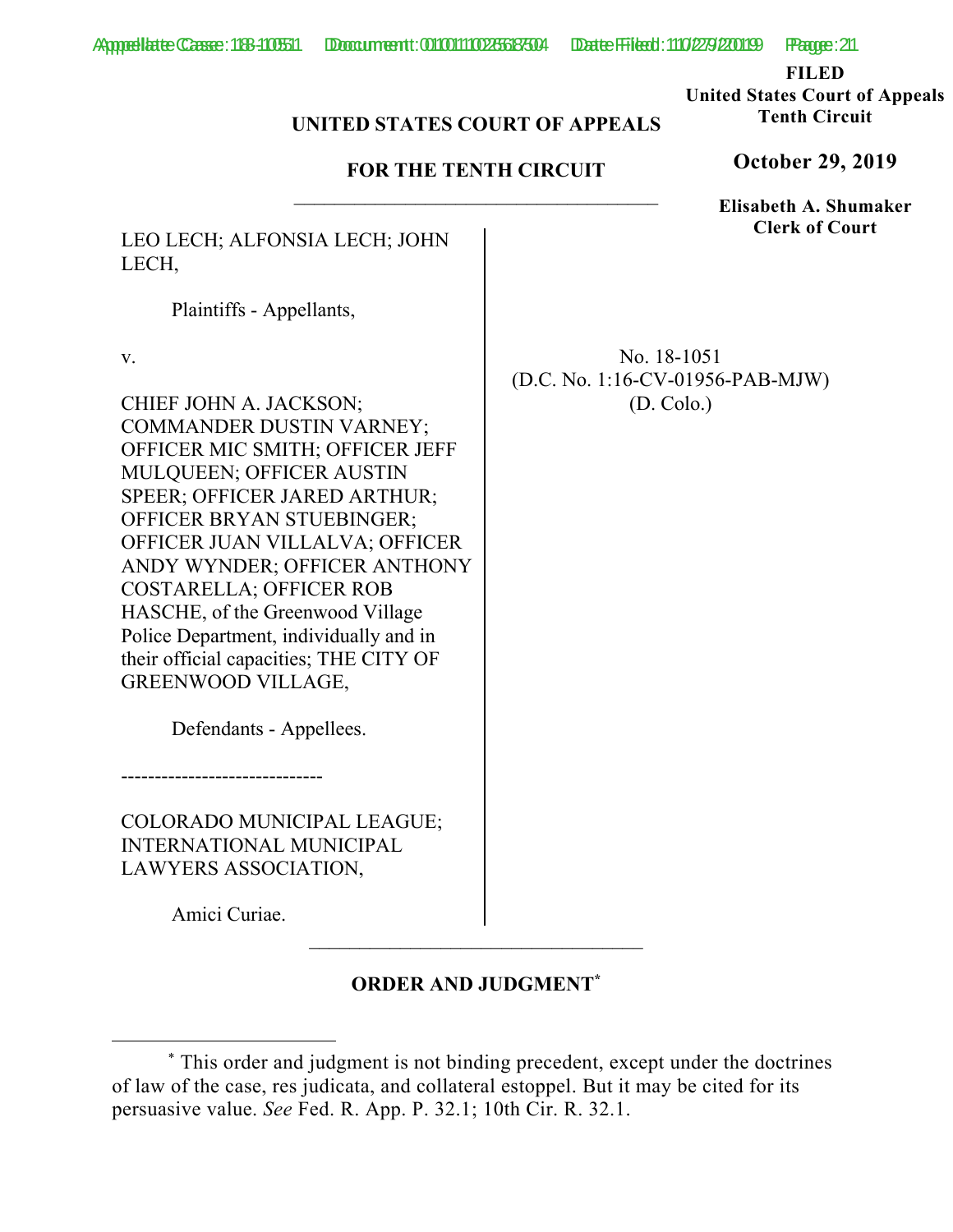**FILED**
**United States Court of Appeals**
**Tenth Circuit**

**October 29, 2019**

**Elisabeth A. Shumaker**
**Clerk of Court**

**UNITED STATES COURT OF APPEALS**

**FOR THE TENTH CIRCUIT**

---

LEO LECH; ALFONSIA LECH; JOHN LECH,

Plaintiffs - Appellants,

v.

CHIEF JOHN A. JACKSON; COMMANDER DUSTIN VARNEY; OFFICER MIC SMITH; OFFICER JEFF MULQUEEN; OFFICER AUSTIN SPEER; OFFICER JARED ARTHUR; OFFICER BRYAN STUEBINGER; OFFICER JUAN VILLALVA; OFFICER ANDY WYNDER; OFFICER ANTHONY COSTARELLA; OFFICER ROB HASCHE, of the Greenwood Village Police Department, individually and in their official capacities; THE CITY OF GREENWOOD VILLAGE,

Defendants - Appellees.

------------------------------

COLORADO MUNICIPAL LEAGUE; INTERNATIONAL MUNICIPAL LAWYERS ASSOCIATION,

Amici Curiae.

No. 18-1051
(D.C. No. 1:16-CV-01956-PAB-MJW)
(D. Colo.)

---

**ORDER AND JUDGMENT***

---

* This order and judgment is not binding precedent, except under the doctrines of law of the case, res judicata, and collateral estoppel. But it may be cited for its persuasive value. *See* Fed. R. App. P. 32.1; 10th Cir. R. 32.1.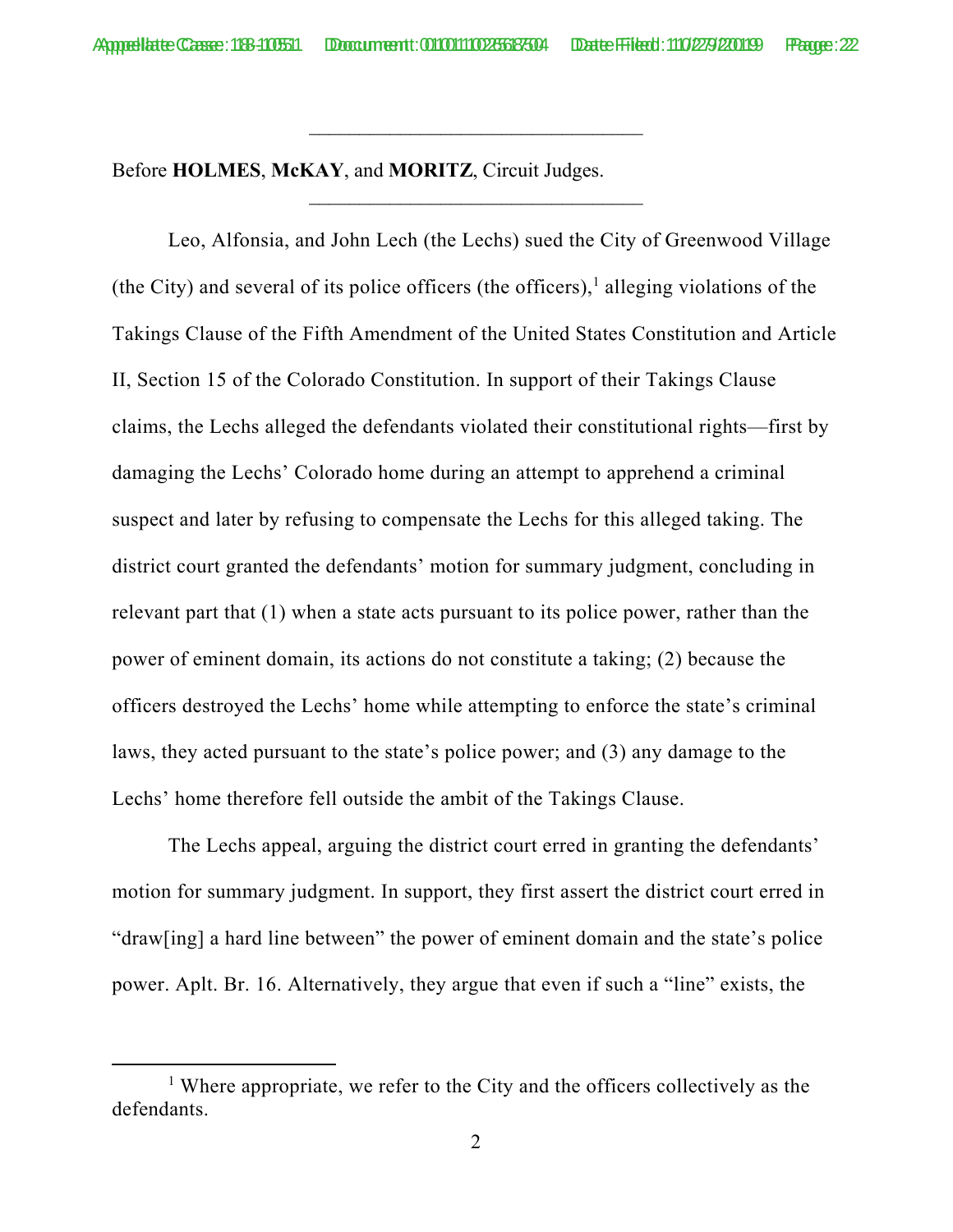Before **HOLMES**, **McKAY**, and **MORITZ**, Circuit Judges.

Leo, Alfonsia, and John Lech (the Lechs) sued the City of Greenwood Village (the City) and several of its police officers (the officers),[1] alleging violations of the Takings Clause of the Fifth Amendment of the United States Constitution and Article II, Section 15 of the Colorado Constitution. In support of their Takings Clause claims, the Lechs alleged the defendants violated their constitutional rights—first by damaging the Lechs' Colorado home during an attempt to apprehend a criminal suspect and later by refusing to compensate the Lechs for this alleged taking. The district court granted the defendants' motion for summary judgment, concluding in relevant part that (1) when a state acts pursuant to its police power, rather than the power of eminent domain, its actions do not constitute a taking; (2) because the officers destroyed the Lechs' home while attempting to enforce the state's criminal laws, they acted pursuant to the state's police power; and (3) any damage to the Lechs' home therefore fell outside the ambit of the Takings Clause.

The Lechs appeal, arguing the district court erred in granting the defendants' motion for summary judgment. In support, they first assert the district court erred in "draw[ing] a hard line between" the power of eminent domain and the state's police power. Aplt. Br. 16. Alternatively, they argue that even if such a "line" exists, the

[1] Where appropriate, we refer to the City and the officers collectively as the defendants.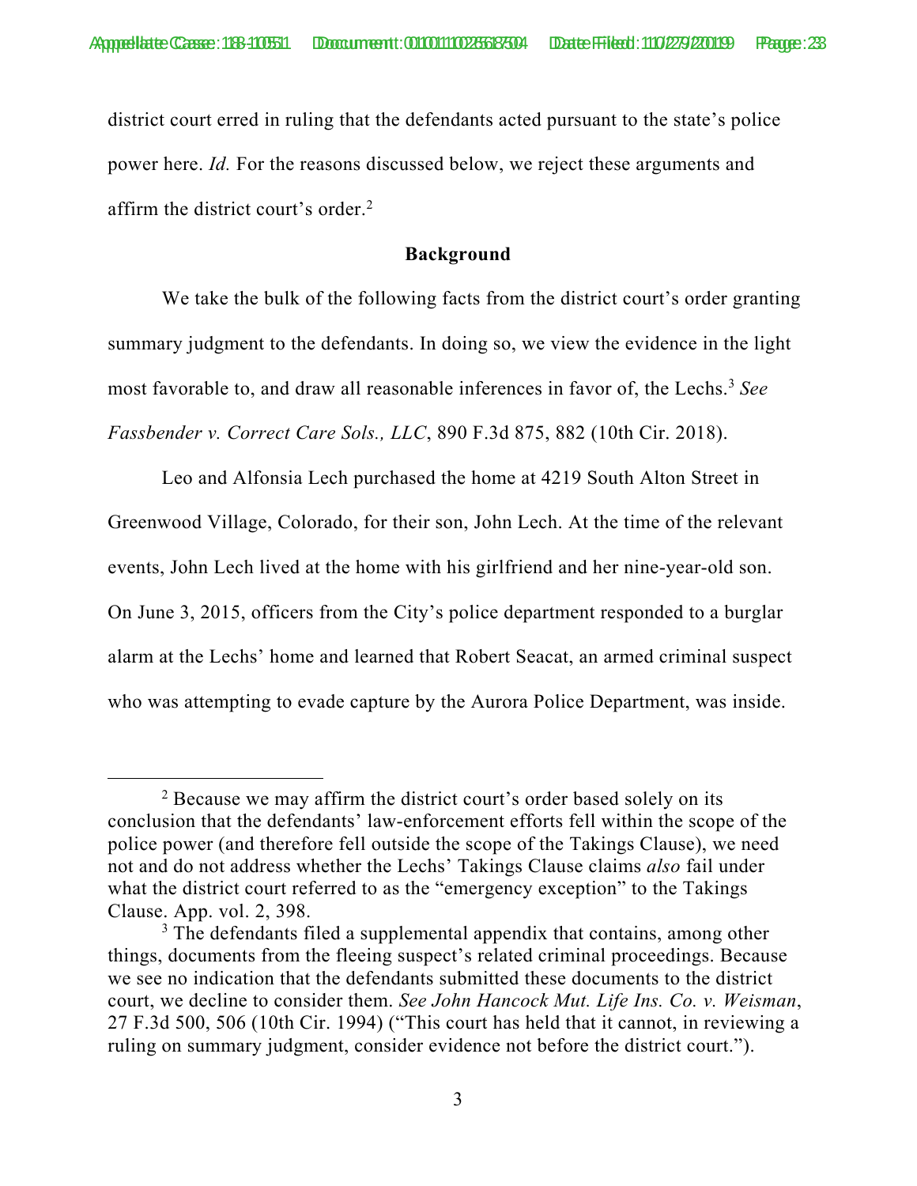district court erred in ruling that the defendants acted pursuant to the state's police power here. *Id.* For the reasons discussed below, we reject these arguments and affirm the district court's order.[2]

**Background**

We take the bulk of the following facts from the district court's order granting summary judgment to the defendants. In doing so, we view the evidence in the light most favorable to, and draw all reasonable inferences in favor of, the Lechs.[3] *See Fassbender v. Correct Care Sols., LLC*, 890 F.3d 875, 882 (10th Cir. 2018).

Leo and Alfonsia Lech purchased the home at 4219 South Alton Street in Greenwood Village, Colorado, for their son, John Lech. At the time of the relevant events, John Lech lived at the home with his girlfriend and her nine-year-old son. On June 3, 2015, officers from the City's police department responded to a burglar alarm at the Lechs' home and learned that Robert Seacat, an armed criminal suspect who was attempting to evade capture by the Aurora Police Department, was inside.

---

[2] Because we may affirm the district court's order based solely on its conclusion that the defendants' law-enforcement efforts fell within the scope of the police power (and therefore fell outside the scope of the Takings Clause), we need not and do not address whether the Lechs' Takings Clause claims *also* fail under what the district court referred to as the "emergency exception" to the Takings Clause. App. vol. 2, 398.

[3] The defendants filed a supplemental appendix that contains, among other things, documents from the fleeing suspect's related criminal proceedings. Because we see no indication that the defendants submitted these documents to the district court, we decline to consider them. *See John Hancock Mut. Life Ins. Co. v. Weisman*, 27 F.3d 500, 506 (10th Cir. 1994) ("This court has held that it cannot, in reviewing a ruling on summary judgment, consider evidence not before the district court.").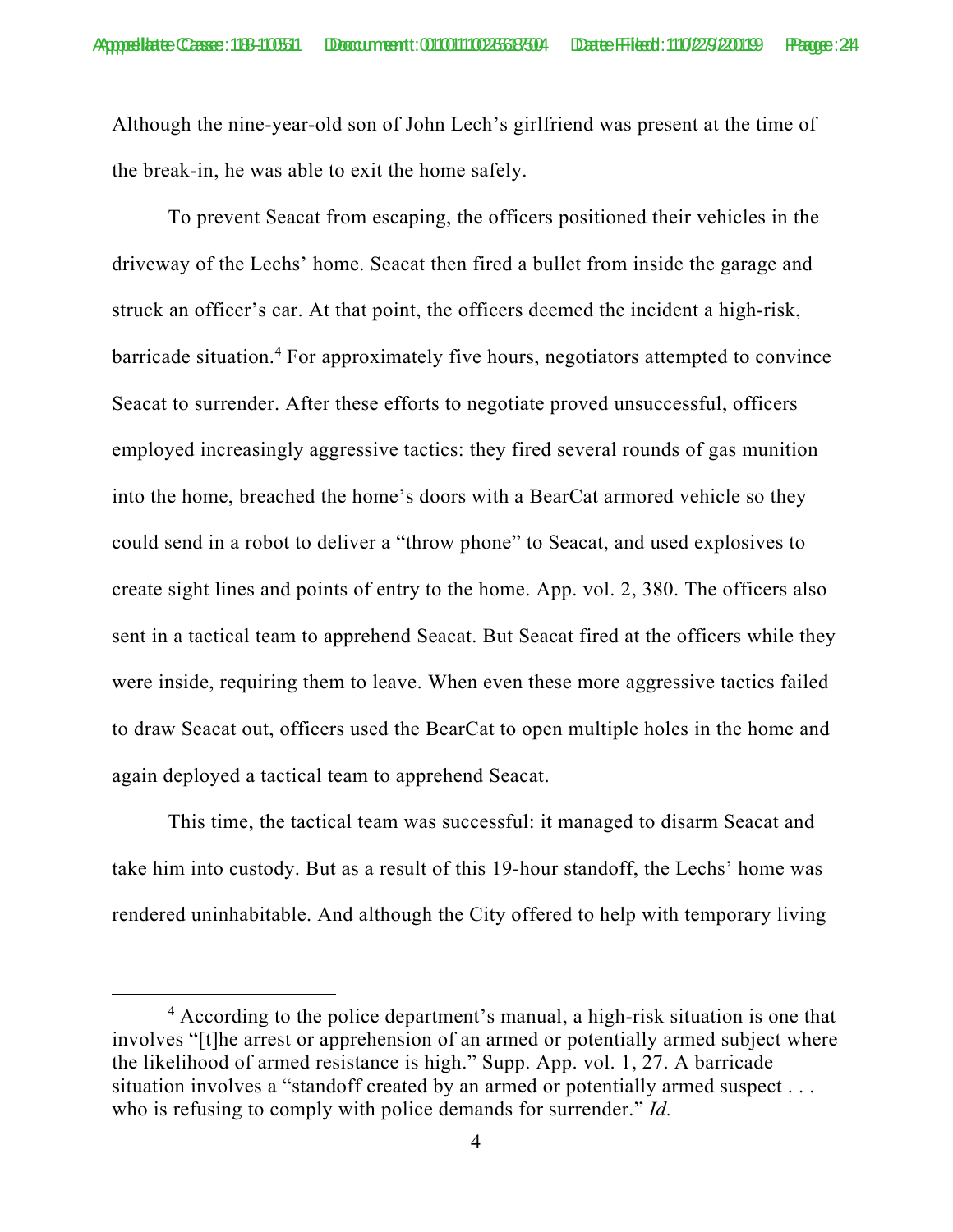Although the nine-year-old son of John Lech's girlfriend was present at the time of the break-in, he was able to exit the home safely.

To prevent Seacat from escaping, the officers positioned their vehicles in the driveway of the Lechs' home. Seacat then fired a bullet from inside the garage and struck an officer's car. At that point, the officers deemed the incident a high-risk, barricade situation.[4] For approximately five hours, negotiators attempted to convince Seacat to surrender. After these efforts to negotiate proved unsuccessful, officers employed increasingly aggressive tactics: they fired several rounds of gas munition into the home, breached the home's doors with a BearCat armored vehicle so they could send in a robot to deliver a "throw phone" to Seacat, and used explosives to create sight lines and points of entry to the home. App. vol. 2, 380. The officers also sent in a tactical team to apprehend Seacat. But Seacat fired at the officers while they were inside, requiring them to leave. When even these more aggressive tactics failed to draw Seacat out, officers used the BearCat to open multiple holes in the home and again deployed a tactical team to apprehend Seacat.

This time, the tactical team was successful: it managed to disarm Seacat and take him into custody. But as a result of this 19-hour standoff, the Lechs' home was rendered uninhabitable. And although the City offered to help with temporary living

---

[4] According to the police department's manual, a high-risk situation is one that involves "[t]he arrest or apprehension of an armed or potentially armed subject where the likelihood of armed resistance is high." Supp. App. vol. 1, 27. A barricade situation involves a "standoff created by an armed or potentially armed suspect . . . who is refusing to comply with police demands for surrender." *Id.*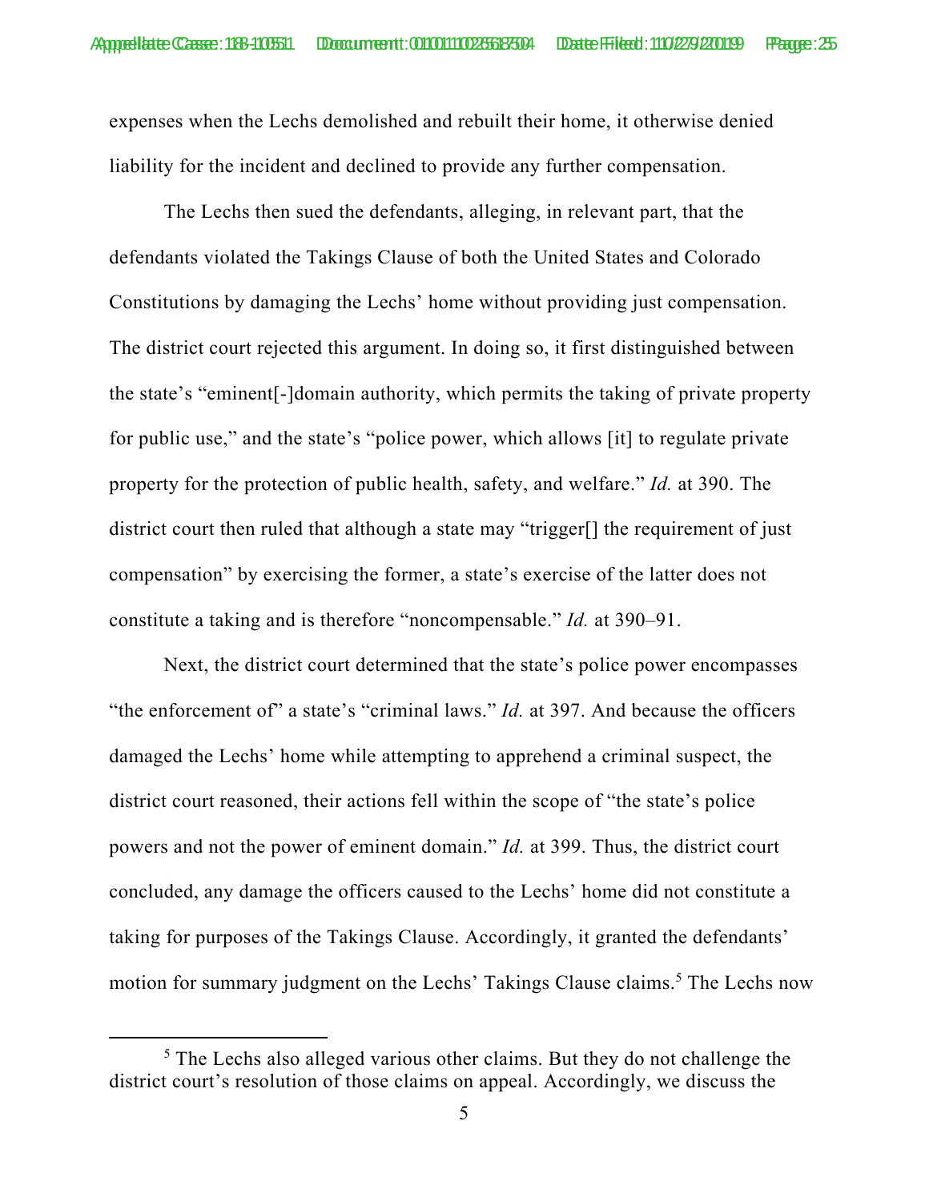expenses when the Lechs demolished and rebuilt their home, it otherwise denied liability for the incident and declined to provide any further compensation.

The Lechs then sued the defendants, alleging, in relevant part, that the defendants violated the Takings Clause of both the United States and Colorado Constitutions by damaging the Lechs' home without providing just compensation. The district court rejected this argument. In doing so, it first distinguished between the state's "eminent[-]domain authority, which permits the taking of private property for public use," and the state's "police power, which allows [it] to regulate private property for the protection of public health, safety, and welfare." *Id.* at 390. The district court then ruled that although a state may "trigger[] the requirement of just compensation" by exercising the former, a state's exercise of the latter does not constitute a taking and is therefore "noncompensable." *Id.* at 390–91.

Next, the district court determined that the state's police power encompasses "the enforcement of" a state's "criminal laws." *Id.* at 397. And because the officers damaged the Lechs' home while attempting to apprehend a criminal suspect, the district court reasoned, their actions fell within the scope of "the state's police powers and not the power of eminent domain." *Id.* at 399. Thus, the district court concluded, any damage the officers caused to the Lechs' home did not constitute a taking for purposes of the Takings Clause. Accordingly, it granted the defendants' motion for summary judgment on the Lechs' Takings Clause claims.[5] The Lechs now

[5] The Lechs also alleged various other claims. But they do not challenge the district court's resolution of those claims on appeal. Accordingly, we discuss the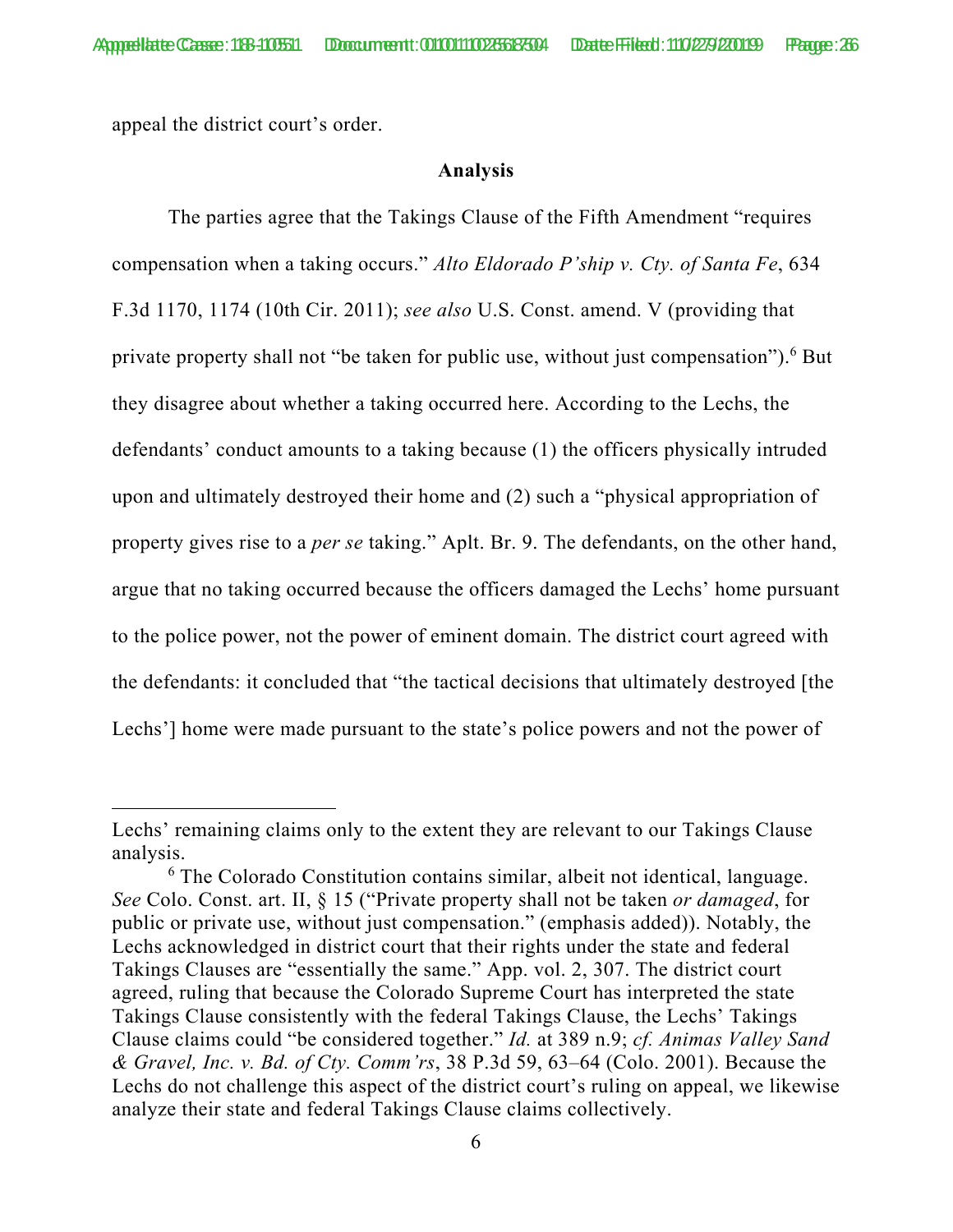appeal the district court's order.

**Analysis**

The parties agree that the Takings Clause of the Fifth Amendment "requires compensation when a taking occurs." *Alto Eldorado P'ship v. Cty. of Santa Fe*, 634 F.3d 1170, 1174 (10th Cir. 2011); *see also* U.S. Const. amend. V (providing that private property shall not "be taken for public use, without just compensation").[6] But they disagree about whether a taking occurred here. According to the Lechs, the defendants' conduct amounts to a taking because (1) the officers physically intruded upon and ultimately destroyed their home and (2) such a "physical appropriation of property gives rise to a *per se* taking." Aplt. Br. 9. The defendants, on the other hand, argue that no taking occurred because the officers damaged the Lechs' home pursuant to the police power, not the power of eminent domain. The district court agreed with the defendants: it concluded that "the tactical decisions that ultimately destroyed [the Lechs'] home were made pursuant to the state's police powers and not the power of

---

Lechs' remaining claims only to the extent they are relevant to our Takings Clause analysis.

[6] The Colorado Constitution contains similar, albeit not identical, language. *See* Colo. Const. art. II, § 15 ("Private property shall not be taken *or damaged*, for public or private use, without just compensation." (emphasis added)). Notably, the Lechs acknowledged in district court that their rights under the state and federal Takings Clauses are "essentially the same." App. vol. 2, 307. The district court agreed, ruling that because the Colorado Supreme Court has interpreted the state Takings Clause consistently with the federal Takings Clause, the Lechs' Takings Clause claims could "be considered together." *Id.* at 389 n.9; *cf. Animas Valley Sand & Gravel, Inc. v. Bd. of Cty. Comm'rs*, 38 P.3d 59, 63–64 (Colo. 2001). Because the Lechs do not challenge this aspect of the district court's ruling on appeal, we likewise analyze their state and federal Takings Clause claims collectively.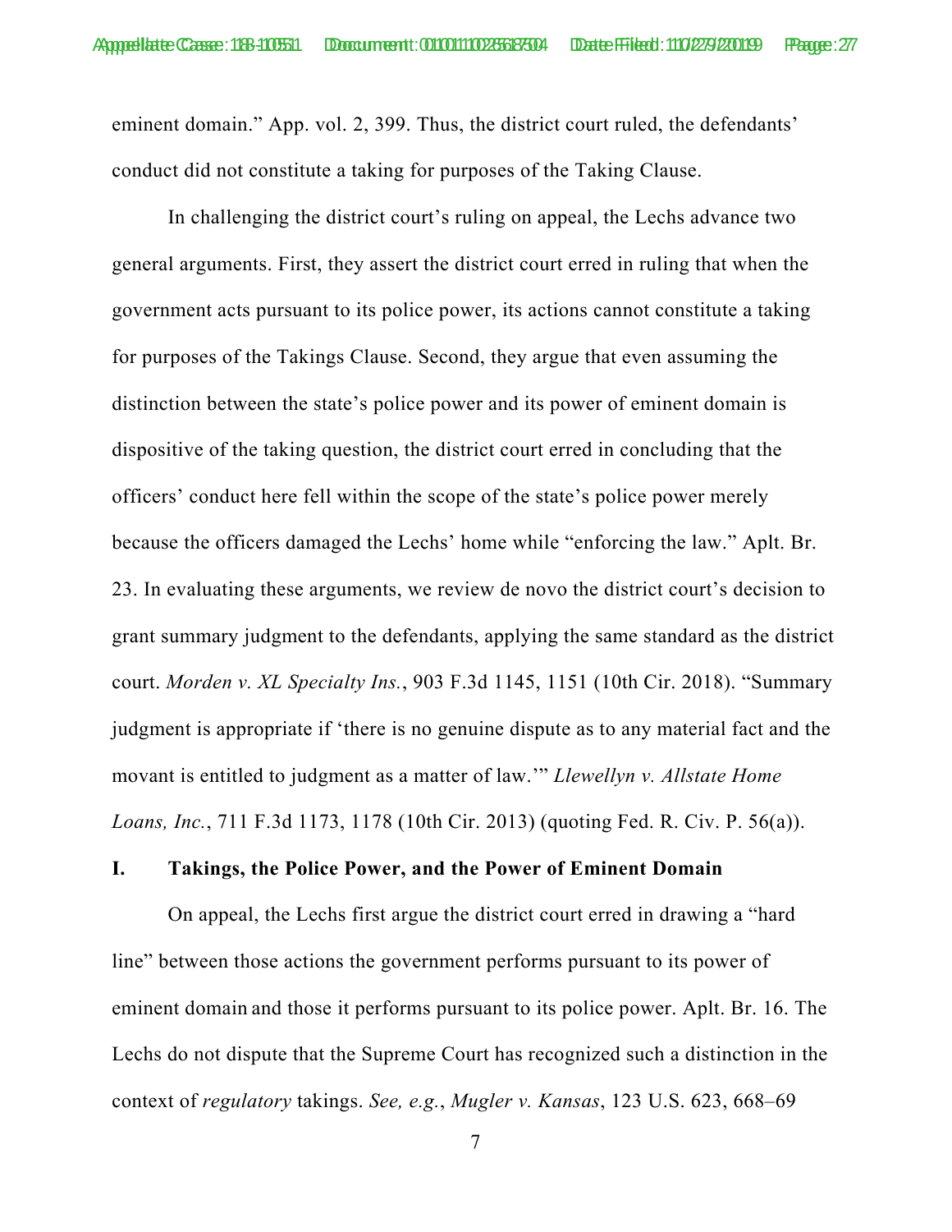eminent domain." App. vol. 2, 399. Thus, the district court ruled, the defendants' conduct did not constitute a taking for purposes of the Taking Clause.

In challenging the district court's ruling on appeal, the Lechs advance two general arguments. First, they assert the district court erred in ruling that when the government acts pursuant to its police power, its actions cannot constitute a taking for purposes of the Takings Clause. Second, they argue that even assuming the distinction between the state's police power and its power of eminent domain is dispositive of the taking question, the district court erred in concluding that the officers' conduct here fell within the scope of the state's police power merely because the officers damaged the Lechs' home while "enforcing the law." Aplt. Br. 23. In evaluating these arguments, we review de novo the district court's decision to grant summary judgment to the defendants, applying the same standard as the district court. *Morden v. XL Specialty Ins.*, 903 F.3d 1145, 1151 (10th Cir. 2018). "Summary judgment is appropriate if 'there is no genuine dispute as to any material fact and the movant is entitled to judgment as a matter of law.'" *Llewellyn v. Allstate Home Loans, Inc.*, 711 F.3d 1173, 1178 (10th Cir. 2013) (quoting Fed. R. Civ. P. 56(a)).

## I. Takings, the Police Power, and the Power of Eminent Domain

On appeal, the Lechs first argue the district court erred in drawing a "hard line" between those actions the government performs pursuant to its power of eminent domain and those it performs pursuant to its police power. Aplt. Br. 16. The Lechs do not dispute that the Supreme Court has recognized such a distinction in the context of *regulatory* takings. *See, e.g.*, *Mugler v. Kansas*, 123 U.S. 623, 668–69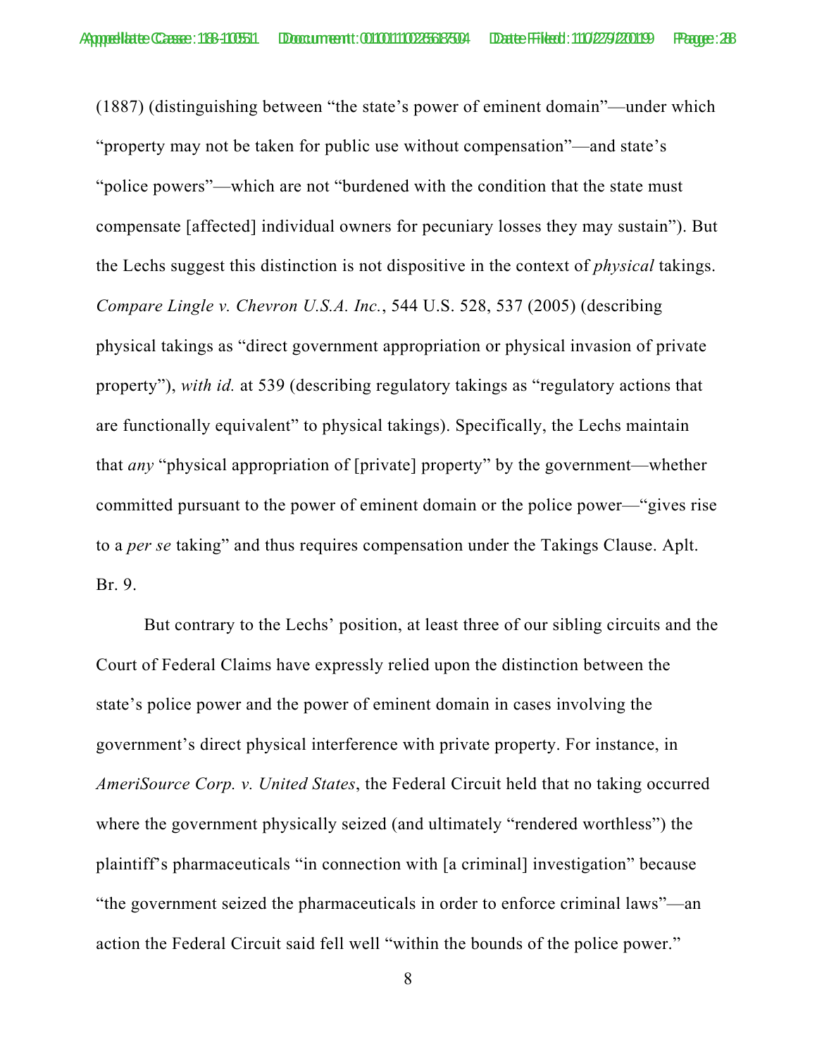(1887) (distinguishing between "the state's power of eminent domain"—under which "property may not be taken for public use without compensation"—and state's "police powers"—which are not "burdened with the condition that the state must compensate [affected] individual owners for pecuniary losses they may sustain"). But the Lechs suggest this distinction is not dispositive in the context of *physical* takings. *Compare Lingle v. Chevron U.S.A. Inc.*, 544 U.S. 528, 537 (2005) (describing physical takings as "direct government appropriation or physical invasion of private property"), *with id.* at 539 (describing regulatory takings as "regulatory actions that are functionally equivalent" to physical takings). Specifically, the Lechs maintain that *any* "physical appropriation of [private] property" by the government—whether committed pursuant to the power of eminent domain or the police power—"gives rise to a *per se* taking" and thus requires compensation under the Takings Clause. Aplt. Br. 9.

But contrary to the Lechs' position, at least three of our sibling circuits and the Court of Federal Claims have expressly relied upon the distinction between the state's police power and the power of eminent domain in cases involving the government's direct physical interference with private property. For instance, in *AmeriSource Corp. v. United States*, the Federal Circuit held that no taking occurred where the government physically seized (and ultimately "rendered worthless") the plaintiff's pharmaceuticals "in connection with [a criminal] investigation" because "the government seized the pharmaceuticals in order to enforce criminal laws"—an action the Federal Circuit said fell well "within the bounds of the police power."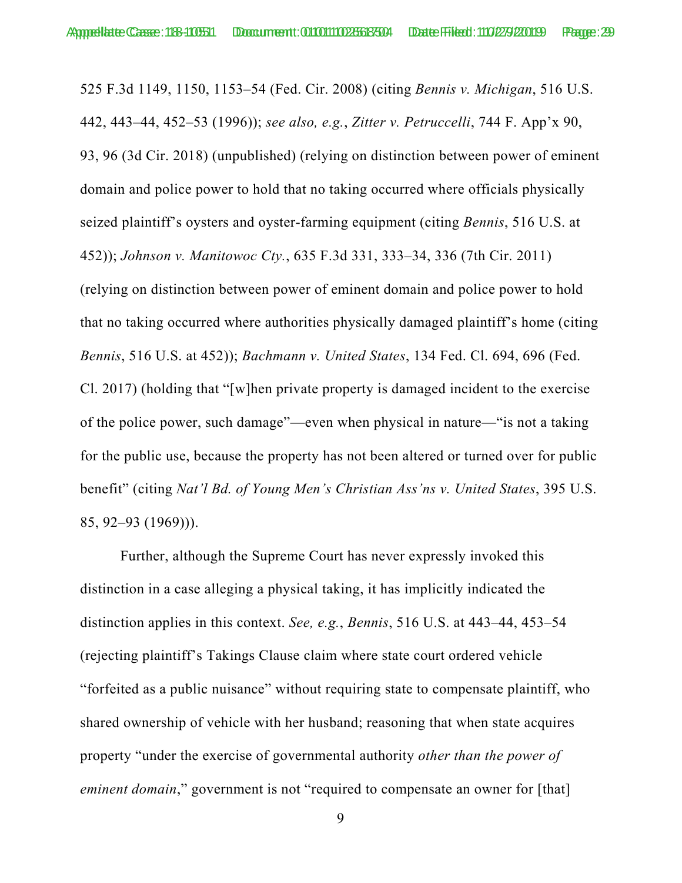525 F.3d 1149, 1150, 1153–54 (Fed. Cir. 2008) (citing *Bennis v. Michigan*, 516 U.S. 442, 443–44, 452–53 (1996)); *see also, e.g.*, *Zitter v. Petruccelli*, 744 F. App'x 90, 93, 96 (3d Cir. 2018) (unpublished) (relying on distinction between power of eminent domain and police power to hold that no taking occurred where officials physically seized plaintiff's oysters and oyster-farming equipment (citing *Bennis*, 516 U.S. at 452)); *Johnson v. Manitowoc Cty.*, 635 F.3d 331, 333–34, 336 (7th Cir. 2011) (relying on distinction between power of eminent domain and police power to hold that no taking occurred where authorities physically damaged plaintiff's home (citing *Bennis*, 516 U.S. at 452)); *Bachmann v. United States*, 134 Fed. Cl. 694, 696 (Fed. Cl. 2017) (holding that "[w]hen private property is damaged incident to the exercise of the police power, such damage"—even when physical in nature—"is not a taking for the public use, because the property has not been altered or turned over for public benefit" (citing *Nat'l Bd. of Young Men's Christian Ass'ns v. United States*, 395 U.S. 85, 92–93 (1969))).

Further, although the Supreme Court has never expressly invoked this distinction in a case alleging a physical taking, it has implicitly indicated the distinction applies in this context. *See, e.g.*, *Bennis*, 516 U.S. at 443–44, 453–54 (rejecting plaintiff's Takings Clause claim where state court ordered vehicle "forfeited as a public nuisance" without requiring state to compensate plaintiff, who shared ownership of vehicle with her husband; reasoning that when state acquires property "under the exercise of governmental authority *other than the power of eminent domain*," government is not "required to compensate an owner for [that]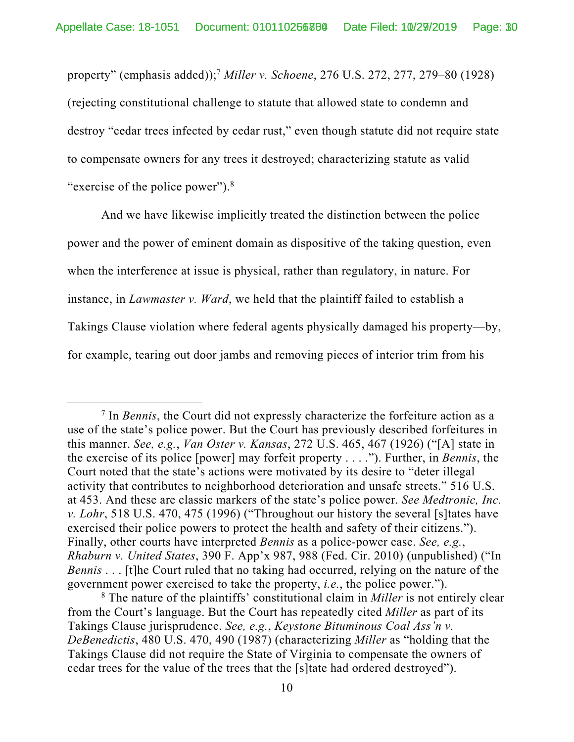property" (emphasis added));[7] *Miller v. Schoene*, 276 U.S. 272, 277, 279–80 (1928) (rejecting constitutional challenge to statute that allowed state to condemn and destroy "cedar trees infected by cedar rust," even though statute did not require state to compensate owners for any trees it destroyed; characterizing statute as valid "exercise of the police power").[8]

And we have likewise implicitly treated the distinction between the police power and the power of eminent domain as dispositive of the taking question, even when the interference at issue is physical, rather than regulatory, in nature. For instance, in *Lawmaster v. Ward*, we held that the plaintiff failed to establish a Takings Clause violation where federal agents physically damaged his property—by, for example, tearing out door jambs and removing pieces of interior trim from his

---

[7] In *Bennis*, the Court did not expressly characterize the forfeiture action as a use of the state's police power. But the Court has previously described forfeitures in this manner. *See, e.g.*, *Van Oster v. Kansas*, 272 U.S. 465, 467 (1926) ("[A] state in the exercise of its police [power] may forfeit property . . . ."). Further, in *Bennis*, the Court noted that the state's actions were motivated by its desire to "deter illegal activity that contributes to neighborhood deterioration and unsafe streets." 516 U.S. at 453. And these are classic markers of the state's police power. *See Medtronic, Inc. v. Lohr*, 518 U.S. 470, 475 (1996) ("Throughout our history the several [s]tates have exercised their police powers to protect the health and safety of their citizens."). Finally, other courts have interpreted *Bennis* as a police-power case. *See, e.g.*, *Rhaburn v. United States*, 390 F. App'x 987, 988 (Fed. Cir. 2010) (unpublished) ("In *Bennis* . . . [t]he Court ruled that no taking had occurred, relying on the nature of the government power exercised to take the property, *i.e.*, the police power.").

[8] The nature of the plaintiffs' constitutional claim in *Miller* is not entirely clear from the Court's language. But the Court has repeatedly cited *Miller* as part of its Takings Clause jurisprudence. *See, e.g.*, *Keystone Bituminous Coal Ass'n v. DeBenedictis*, 480 U.S. 470, 490 (1987) (characterizing *Miller* as "holding that the Takings Clause did not require the State of Virginia to compensate the owners of cedar trees for the value of the trees that the [s]tate had ordered destroyed").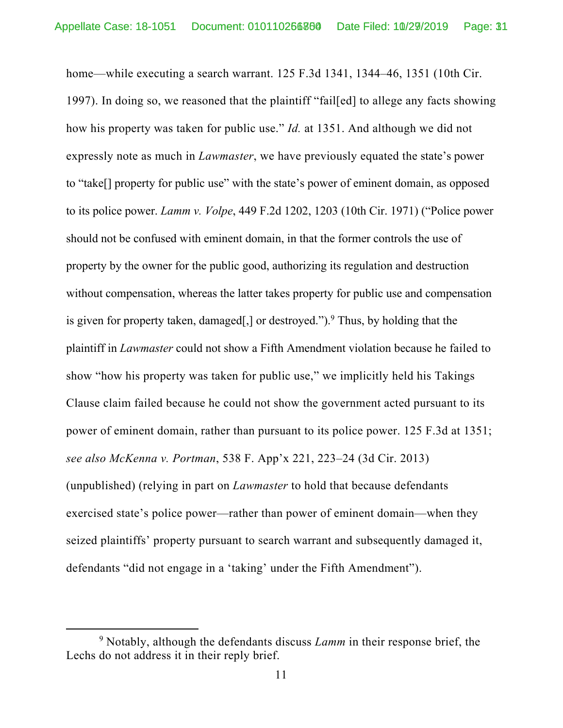home—while executing a search warrant. 125 F.3d 1341, 1344–46, 1351 (10th Cir. 1997). In doing so, we reasoned that the plaintiff "fail[ed] to allege any facts showing how his property was taken for public use." *Id.* at 1351. And although we did not expressly note as much in *Lawmaster*, we have previously equated the state's power to "take[] property for public use" with the state's power of eminent domain, as opposed to its police power. *Lamm v. Volpe*, 449 F.2d 1202, 1203 (10th Cir. 1971) ("Police power should not be confused with eminent domain, in that the former controls the use of property by the owner for the public good, authorizing its regulation and destruction without compensation, whereas the latter takes property for public use and compensation is given for property taken, damaged[,] or destroyed.").[9] Thus, by holding that the plaintiff in *Lawmaster* could not show a Fifth Amendment violation because he failed to show "how his property was taken for public use," we implicitly held his Takings Clause claim failed because he could not show the government acted pursuant to its power of eminent domain, rather than pursuant to its police power. 125 F.3d at 1351; *see also McKenna v. Portman*, 538 F. App'x 221, 223–24 (3d Cir. 2013) (unpublished) (relying in part on *Lawmaster* to hold that because defendants exercised state's police power—rather than power of eminent domain—when they seized plaintiffs' property pursuant to search warrant and subsequently damaged it, defendants "did not engage in a 'taking' under the Fifth Amendment").

[9] Notably, although the defendants discuss *Lamm* in their response brief, the Lechs do not address it in their reply brief.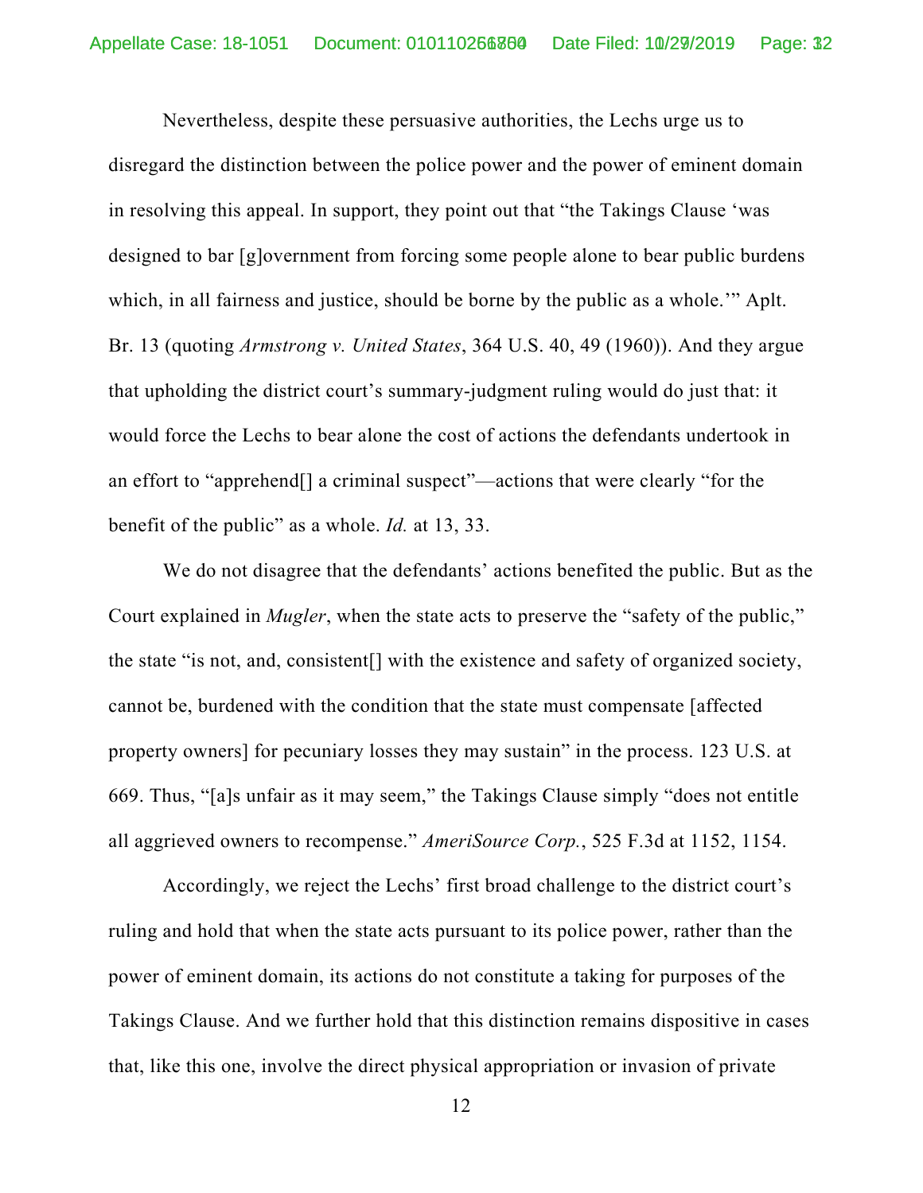Nevertheless, despite these persuasive authorities, the Lechs urge us to disregard the distinction between the police power and the power of eminent domain in resolving this appeal. In support, they point out that "the Takings Clause 'was designed to bar [g]overnment from forcing some people alone to bear public burdens which, in all fairness and justice, should be borne by the public as a whole.'" Aplt. Br. 13 (quoting *Armstrong v. United States*, 364 U.S. 40, 49 (1960)). And they argue that upholding the district court's summary-judgment ruling would do just that: it would force the Lechs to bear alone the cost of actions the defendants undertook in an effort to "apprehend[] a criminal suspect"—actions that were clearly "for the benefit of the public" as a whole. *Id.* at 13, 33.

We do not disagree that the defendants' actions benefited the public. But as the Court explained in *Mugler*, when the state acts to preserve the "safety of the public," the state "is not, and, consistent[] with the existence and safety of organized society, cannot be, burdened with the condition that the state must compensate [affected property owners] for pecuniary losses they may sustain" in the process. 123 U.S. at 669. Thus, "[a]s unfair as it may seem," the Takings Clause simply "does not entitle all aggrieved owners to recompense." *AmeriSource Corp.*, 525 F.3d at 1152, 1154.

Accordingly, we reject the Lechs' first broad challenge to the district court's ruling and hold that when the state acts pursuant to its police power, rather than the power of eminent domain, its actions do not constitute a taking for purposes of the Takings Clause. And we further hold that this distinction remains dispositive in cases that, like this one, involve the direct physical appropriation or invasion of private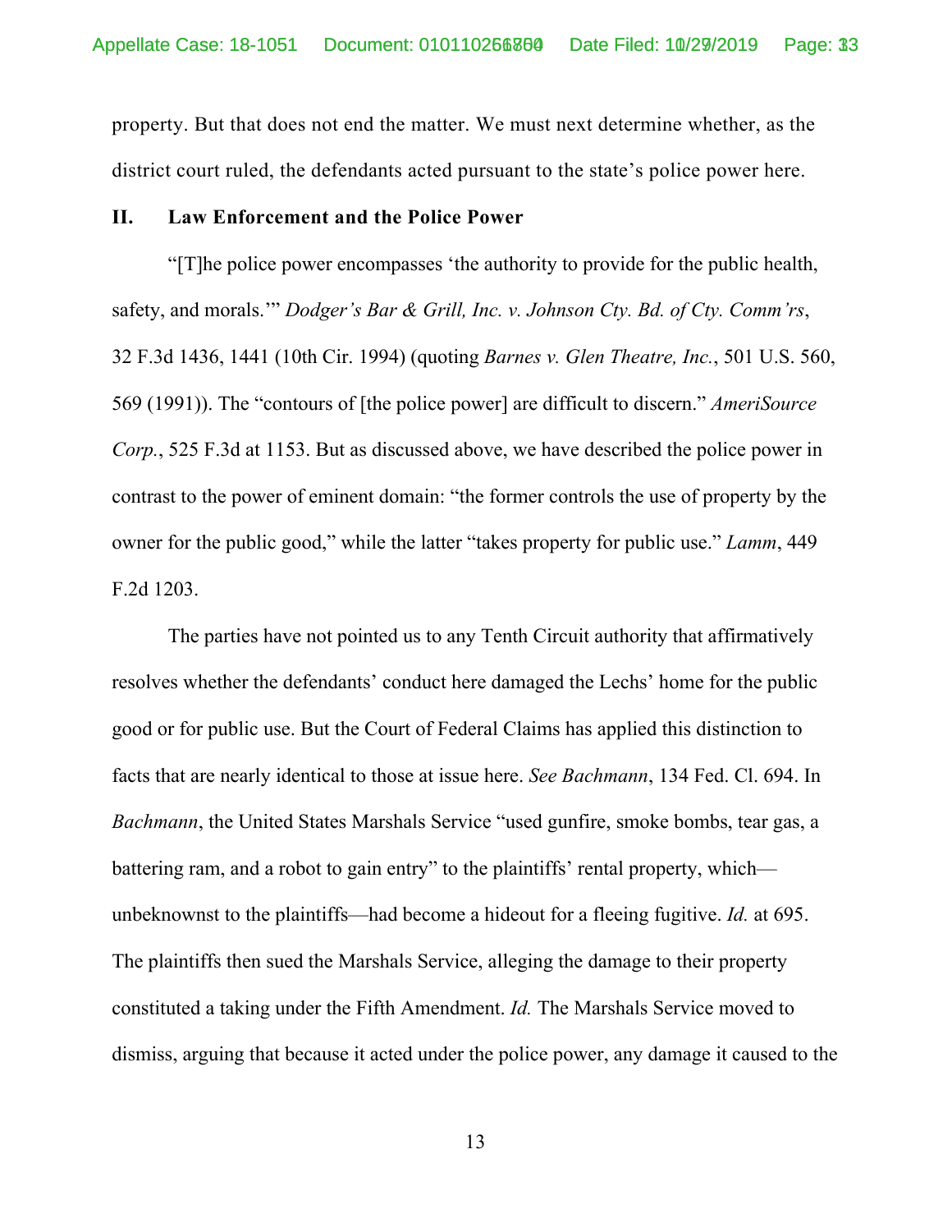property. But that does not end the matter. We must next determine whether, as the district court ruled, the defendants acted pursuant to the state's police power here.

## II. Law Enforcement and the Police Power

"[T]he police power encompasses 'the authority to provide for the public health, safety, and morals.'" *Dodger's Bar & Grill, Inc. v. Johnson Cty. Bd. of Cty. Comm'rs*, 32 F.3d 1436, 1441 (10th Cir. 1994) (quoting *Barnes v. Glen Theatre, Inc.*, 501 U.S. 560, 569 (1991)). The "contours of [the police power] are difficult to discern." *AmeriSource Corp.*, 525 F.3d at 1153. But as discussed above, we have described the police power in contrast to the power of eminent domain: "the former controls the use of property by the owner for the public good," while the latter "takes property for public use." *Lamm*, 449 F.2d 1203.

The parties have not pointed us to any Tenth Circuit authority that affirmatively resolves whether the defendants' conduct here damaged the Lechs' home for the public good or for public use. But the Court of Federal Claims has applied this distinction to facts that are nearly identical to those at issue here. *See Bachmann*, 134 Fed. Cl. 694. In *Bachmann*, the United States Marshals Service "used gunfire, smoke bombs, tear gas, a battering ram, and a robot to gain entry" to the plaintiffs' rental property, which—unbeknownst to the plaintiffs—had become a hideout for a fleeing fugitive. *Id.* at 695. The plaintiffs then sued the Marshals Service, alleging the damage to their property constituted a taking under the Fifth Amendment. *Id.* The Marshals Service moved to dismiss, arguing that because it acted under the police power, any damage it caused to the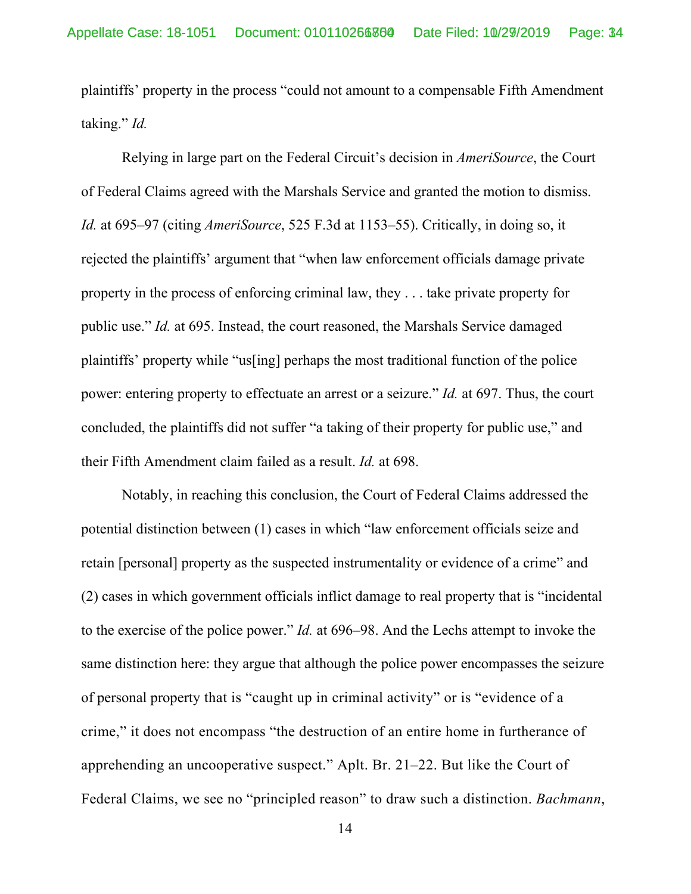plaintiffs' property in the process "could not amount to a compensable Fifth Amendment taking." *Id.*

Relying in large part on the Federal Circuit's decision in *AmeriSource*, the Court of Federal Claims agreed with the Marshals Service and granted the motion to dismiss. *Id.* at 695–97 (citing *AmeriSource*, 525 F.3d at 1153–55). Critically, in doing so, it rejected the plaintiffs' argument that "when law enforcement officials damage private property in the process of enforcing criminal law, they . . . take private property for public use." *Id.* at 695. Instead, the court reasoned, the Marshals Service damaged plaintiffs' property while "us[ing] perhaps the most traditional function of the police power: entering property to effectuate an arrest or a seizure." *Id.* at 697. Thus, the court concluded, the plaintiffs did not suffer "a taking of their property for public use," and their Fifth Amendment claim failed as a result. *Id.* at 698.

Notably, in reaching this conclusion, the Court of Federal Claims addressed the potential distinction between (1) cases in which "law enforcement officials seize and retain [personal] property as the suspected instrumentality or evidence of a crime" and (2) cases in which government officials inflict damage to real property that is "incidental to the exercise of the police power." *Id.* at 696–98. And the Lechs attempt to invoke the same distinction here: they argue that although the police power encompasses the seizure of personal property that is "caught up in criminal activity" or is "evidence of a crime," it does not encompass "the destruction of an entire home in furtherance of apprehending an uncooperative suspect." Aplt. Br. 21–22. But like the Court of Federal Claims, we see no "principled reason" to draw such a distinction. *Bachmann*,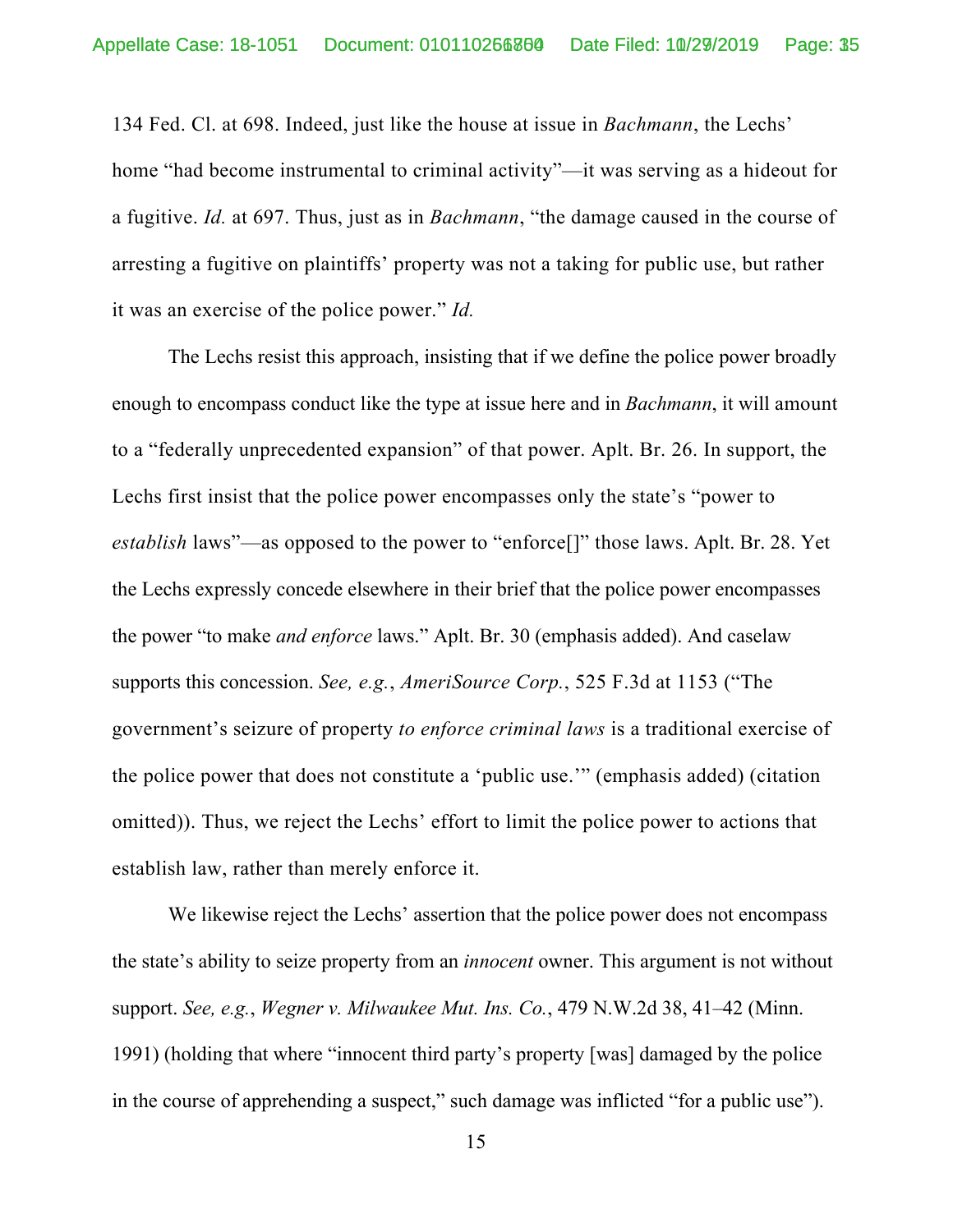134 Fed. Cl. at 698. Indeed, just like the house at issue in *Bachmann*, the Lechs' home "had become instrumental to criminal activity"—it was serving as a hideout for a fugitive. *Id.* at 697. Thus, just as in *Bachmann*, "the damage caused in the course of arresting a fugitive on plaintiffs' property was not a taking for public use, but rather it was an exercise of the police power." *Id.*

The Lechs resist this approach, insisting that if we define the police power broadly enough to encompass conduct like the type at issue here and in *Bachmann*, it will amount to a "federally unprecedented expansion" of that power. Aplt. Br. 26. In support, the Lechs first insist that the police power encompasses only the state's "power to *establish* laws"—as opposed to the power to "enforce[]" those laws. Aplt. Br. 28. Yet the Lechs expressly concede elsewhere in their brief that the police power encompasses the power "to make *and enforce* laws." Aplt. Br. 30 (emphasis added). And caselaw supports this concession. *See, e.g.*, *AmeriSource Corp.*, 525 F.3d at 1153 ("The government's seizure of property *to enforce criminal laws* is a traditional exercise of the police power that does not constitute a 'public use.'" (emphasis added) (citation omitted)). Thus, we reject the Lechs' effort to limit the police power to actions that establish law, rather than merely enforce it.

We likewise reject the Lechs' assertion that the police power does not encompass the state's ability to seize property from an *innocent* owner. This argument is not without support. *See, e.g.*, *Wegner v. Milwaukee Mut. Ins. Co.*, 479 N.W.2d 38, 41–42 (Minn. 1991) (holding that where "innocent third party's property [was] damaged by the police in the course of apprehending a suspect," such damage was inflicted "for a public use").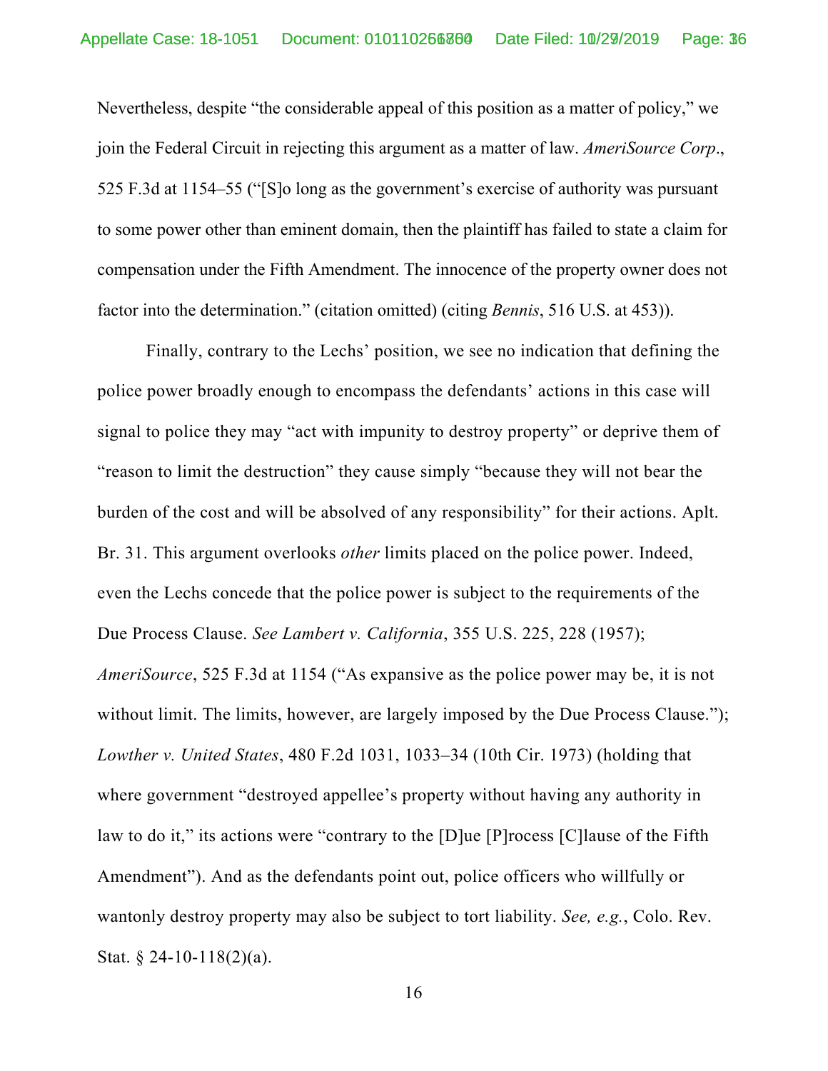Nevertheless, despite "the considerable appeal of this position as a matter of policy," we join the Federal Circuit in rejecting this argument as a matter of law. *AmeriSource Corp*., 525 F.3d at 1154–55 ("[S]o long as the government's exercise of authority was pursuant to some power other than eminent domain, then the plaintiff has failed to state a claim for compensation under the Fifth Amendment. The innocence of the property owner does not factor into the determination." (citation omitted) (citing *Bennis*, 516 U.S. at 453)).

Finally, contrary to the Lechs' position, we see no indication that defining the police power broadly enough to encompass the defendants' actions in this case will signal to police they may "act with impunity to destroy property" or deprive them of "reason to limit the destruction" they cause simply "because they will not bear the burden of the cost and will be absolved of any responsibility" for their actions. Aplt. Br. 31. This argument overlooks *other* limits placed on the police power. Indeed, even the Lechs concede that the police power is subject to the requirements of the Due Process Clause. *See Lambert v. California*, 355 U.S. 225, 228 (1957); *AmeriSource*, 525 F.3d at 1154 ("As expansive as the police power may be, it is not without limit. The limits, however, are largely imposed by the Due Process Clause."); *Lowther v. United States*, 480 F.2d 1031, 1033–34 (10th Cir. 1973) (holding that where government "destroyed appellee's property without having any authority in law to do it," its actions were "contrary to the [D]ue [P]rocess [C]lause of the Fifth Amendment"). And as the defendants point out, police officers who willfully or wantonly destroy property may also be subject to tort liability. *See, e.g.*, Colo. Rev. Stat. § 24-10-118(2)(a).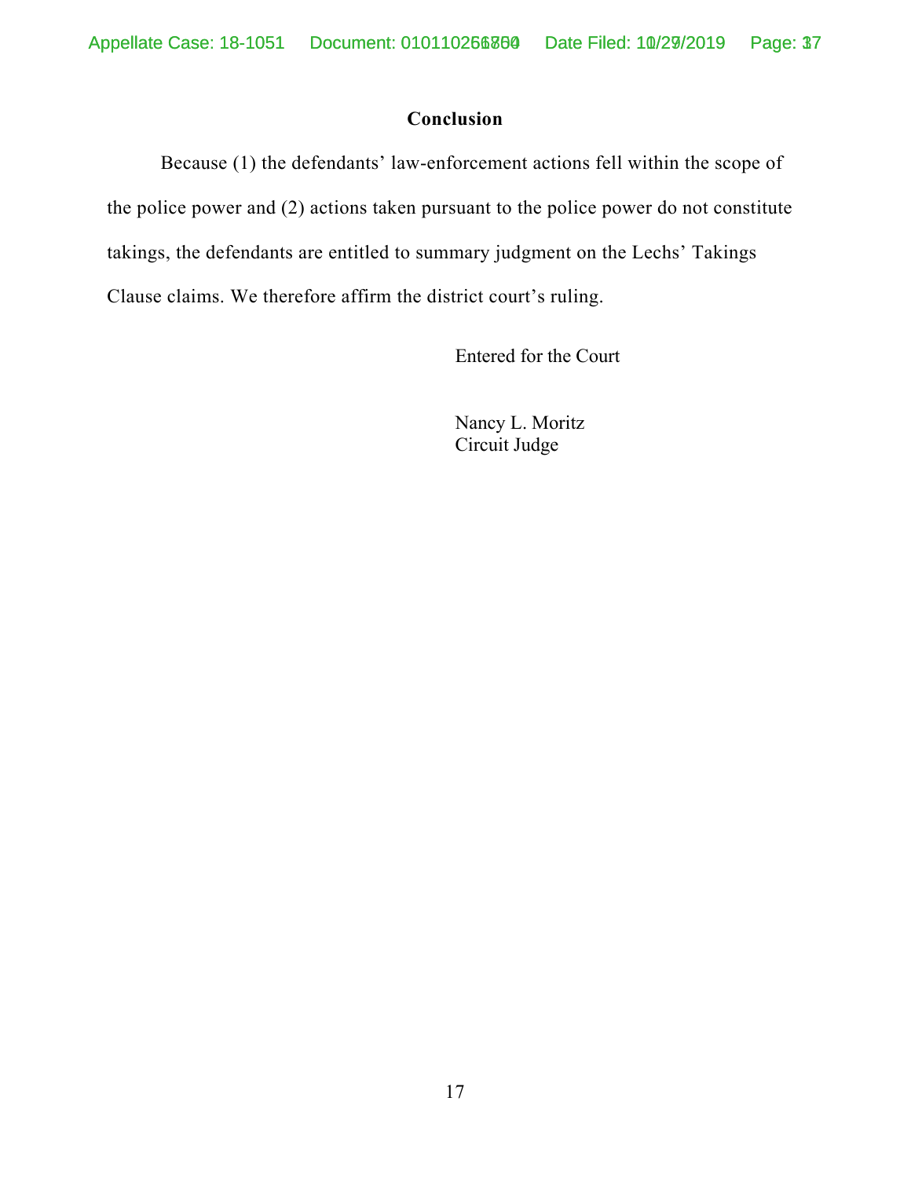## Conclusion

Because (1) the defendants' law-enforcement actions fell within the scope of the police power and (2) actions taken pursuant to the police power do not constitute takings, the defendants are entitled to summary judgment on the Lechs' Takings Clause claims. We therefore affirm the district court's ruling.

Entered for the Court

Nancy L. Moritz
Circuit Judge